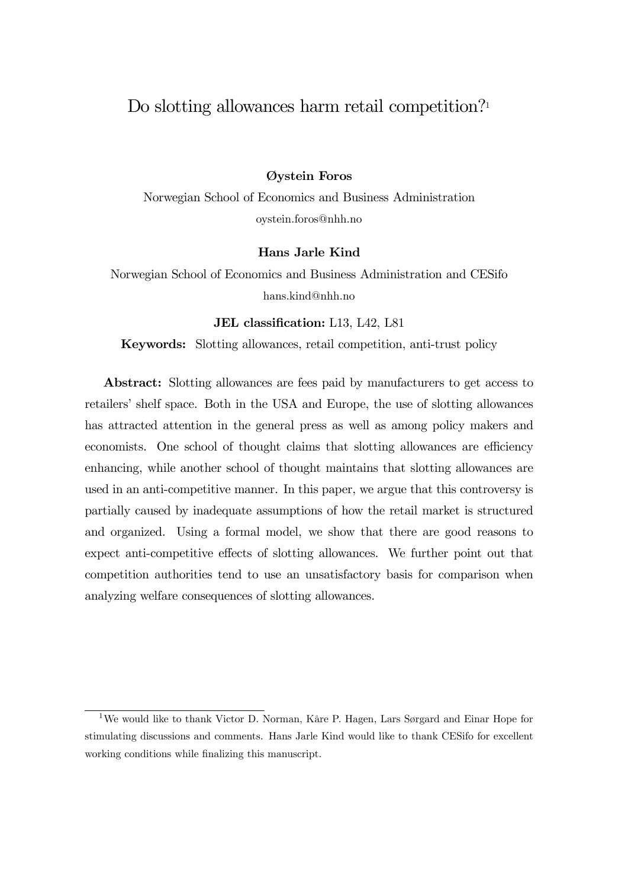# Do slotting allowances harm retail competition?[1]

**Øystein Foros**

Norwegian School of Economics and Business Administration

oystein.foros@nhh.no

**Hans Jarle Kind**

Norwegian School of Economics and Business Administration and CESifo

hans.kind@nhh.no

**JEL classification:** L13, L42, L81

**Keywords:** Slotting allowances, retail competition, anti-trust policy

**Abstract:** Slotting allowances are fees paid by manufacturers to get access to retailers' shelf space. Both in the USA and Europe, the use of slotting allowances has attracted attention in the general press as well as among policy makers and economists. One school of thought claims that slotting allowances are efficiency enhancing, while another school of thought maintains that slotting allowances are used in an anti-competitive manner. In this paper, we argue that this controversy is partially caused by inadequate assumptions of how the retail market is structured and organized. Using a formal model, we show that there are good reasons to expect anti-competitive effects of slotting allowances. We further point out that competition authorities tend to use an unsatisfactory basis for comparison when analyzing welfare consequences of slotting allowances.

---

[1] We would like to thank Victor D. Norman, Kåre P. Hagen, Lars Sørgard and Einar Hope for stimulating discussions and comments. Hans Jarle Kind would like to thank CESifo for excellent working conditions while finalizing this manuscript.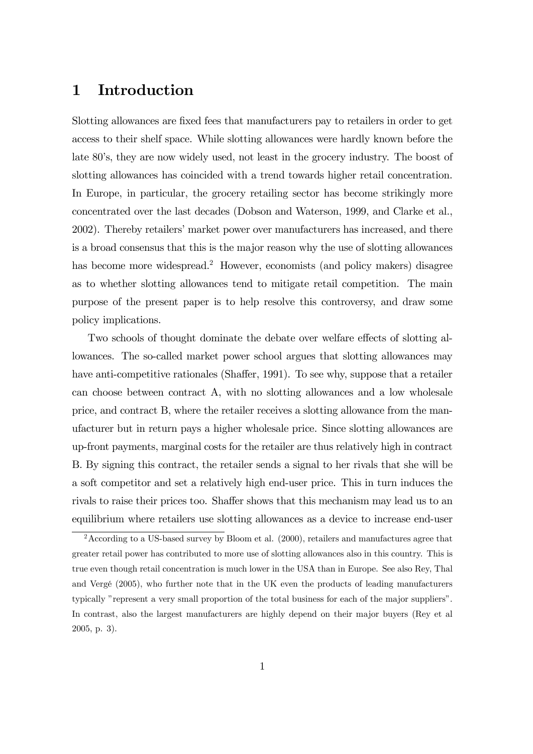# 1 Introduction

Slotting allowances are fixed fees that manufacturers pay to retailers in order to get access to their shelf space. While slotting allowances were hardly known before the late 80's, they are now widely used, not least in the grocery industry. The boost of slotting allowances has coincided with a trend towards higher retail concentration. In Europe, in particular, the grocery retailing sector has become strikingly more concentrated over the last decades (Dobson and Waterson, 1999, and Clarke et al., 2002). Thereby retailers' market power over manufacturers has increased, and there is a broad consensus that this is the major reason why the use of slotting allowances has become more widespread.[2] However, economists (and policy makers) disagree as to whether slotting allowances tend to mitigate retail competition. The main purpose of the present paper is to help resolve this controversy, and draw some policy implications.

Two schools of thought dominate the debate over welfare effects of slotting allowances. The so-called market power school argues that slotting allowances may have anti-competitive rationales (Shaffer, 1991). To see why, suppose that a retailer can choose between contract A, with no slotting allowances and a low wholesale price, and contract B, where the retailer receives a slotting allowance from the manufacturer but in return pays a higher wholesale price. Since slotting allowances are up-front payments, marginal costs for the retailer are thus relatively high in contract B. By signing this contract, the retailer sends a signal to her rivals that she will be a soft competitor and set a relatively high end-user price. This in turn induces the rivals to raise their prices too. Shaffer shows that this mechanism may lead us to an equilibrium where retailers use slotting allowances as a device to increase end-user

[2] According to a US-based survey by Bloom et al. (2000), retailers and manufactures agree that greater retail power has contributed to more use of slotting allowances also in this country. This is true even though retail concentration is much lower in the USA than in Europe. See also Rey, Thal and Vergé (2005), who further note that in the UK even the products of leading manufacturers typically "represent a very small proportion of the total business for each of the major suppliers". In contrast, also the largest manufacturers are highly depend on their major buyers (Rey et al 2005, p. 3).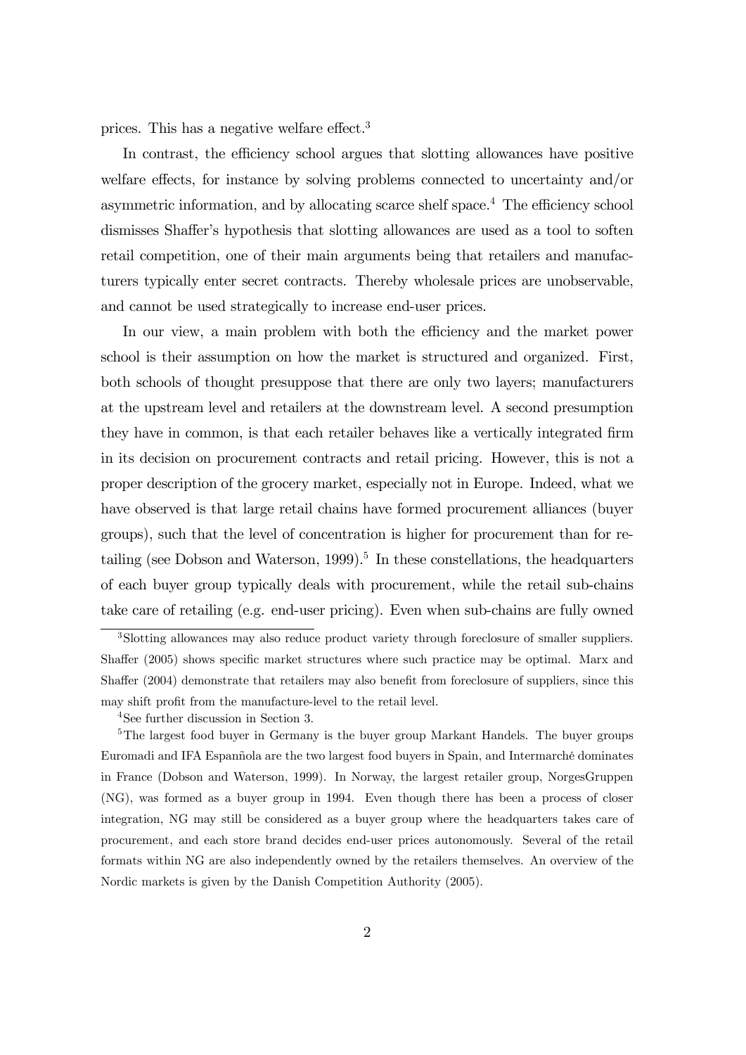prices. This has a negative welfare effect.[3]

In contrast, the efficiency school argues that slotting allowances have positive welfare effects, for instance by solving problems connected to uncertainty and/or asymmetric information, and by allocating scarce shelf space.[4] The efficiency school dismisses Shaffer's hypothesis that slotting allowances are used as a tool to soften retail competition, one of their main arguments being that retailers and manufacturers typically enter secret contracts. Thereby wholesale prices are unobservable, and cannot be used strategically to increase end-user prices.

In our view, a main problem with both the efficiency and the market power school is their assumption on how the market is structured and organized. First, both schools of thought presuppose that there are only two layers; manufacturers at the upstream level and retailers at the downstream level. A second presumption they have in common, is that each retailer behaves like a vertically integrated firm in its decision on procurement contracts and retail pricing. However, this is not a proper description of the grocery market, especially not in Europe. Indeed, what we have observed is that large retail chains have formed procurement alliances (buyer groups), such that the level of concentration is higher for procurement than for retailing (see Dobson and Waterson, 1999).[5] In these constellations, the headquarters of each buyer group typically deals with procurement, while the retail sub-chains take care of retailing (e.g. end-user pricing). Even when sub-chains are fully owned

[3] Slotting allowances may also reduce product variety through foreclosure of smaller suppliers. Shaffer (2005) shows specific market structures where such practice may be optimal. Marx and Shaffer (2004) demonstrate that retailers may also benefit from foreclosure of suppliers, since this may shift profit from the manufacture-level to the retail level.

[4] See further discussion in Section 3.

[5] The largest food buyer in Germany is the buyer group Markant Handels. The buyer groups Euromadi and IFA Espanñola are the two largest food buyers in Spain, and Intermarché dominates in France (Dobson and Waterson, 1999). In Norway, the largest retailer group, NorgesGruppen (NG), was formed as a buyer group in 1994. Even though there has been a process of closer integration, NG may still be considered as a buyer group where the headquarters takes care of procurement, and each store brand decides end-user prices autonomously. Several of the retail formats within NG are also independently owned by the retailers themselves. An overview of the Nordic markets is given by the Danish Competition Authority (2005).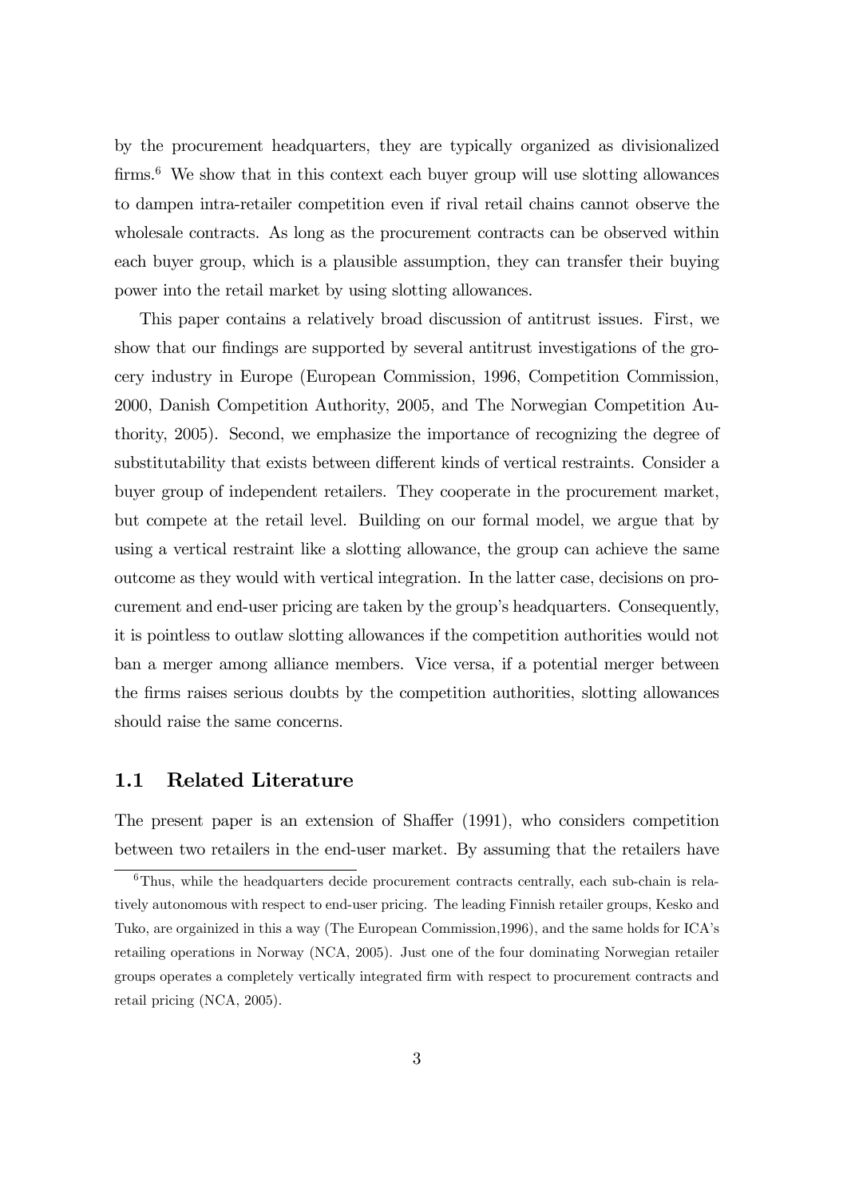by the procurement headquarters, they are typically organized as divisionalized firms.[6] We show that in this context each buyer group will use slotting allowances to dampen intra-retailer competition even if rival retail chains cannot observe the wholesale contracts. As long as the procurement contracts can be observed within each buyer group, which is a plausible assumption, they can transfer their buying power into the retail market by using slotting allowances.

This paper contains a relatively broad discussion of antitrust issues. First, we show that our findings are supported by several antitrust investigations of the grocery industry in Europe (European Commission, 1996, Competition Commission, 2000, Danish Competition Authority, 2005, and The Norwegian Competition Authority, 2005). Second, we emphasize the importance of recognizing the degree of substitutability that exists between different kinds of vertical restraints. Consider a buyer group of independent retailers. They cooperate in the procurement market, but compete at the retail level. Building on our formal model, we argue that by using a vertical restraint like a slotting allowance, the group can achieve the same outcome as they would with vertical integration. In the latter case, decisions on procurement and end-user pricing are taken by the group's headquarters. Consequently, it is pointless to outlaw slotting allowances if the competition authorities would not ban a merger among alliance members. Vice versa, if a potential merger between the firms raises serious doubts by the competition authorities, slotting allowances should raise the same concerns.

## 1.1 Related Literature

The present paper is an extension of Shaffer (1991), who considers competition between two retailers in the end-user market. By assuming that the retailers have

[6] Thus, while the headquarters decide procurement contracts centrally, each sub-chain is relatively autonomous with respect to end-user pricing. The leading Finnish retailer groups, Kesko and Tuko, are orgainized in this a way (The European Commission,1996), and the same holds for ICA's retailing operations in Norway (NCA, 2005). Just one of the four dominating Norwegian retailer groups operates a completely vertically integrated firm with respect to procurement contracts and retail pricing (NCA, 2005).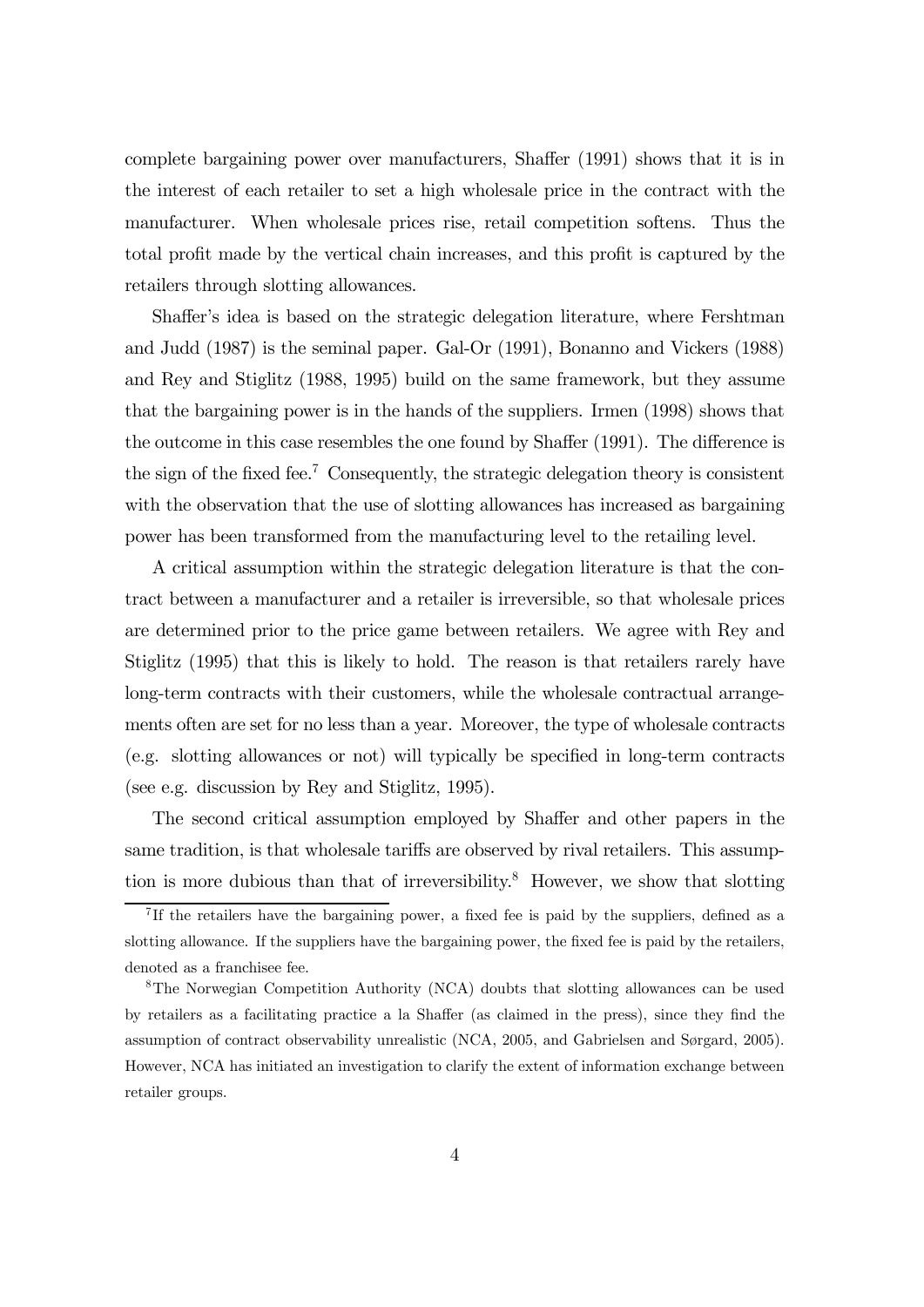complete bargaining power over manufacturers, Shaffer (1991) shows that it is in the interest of each retailer to set a high wholesale price in the contract with the manufacturer. When wholesale prices rise, retail competition softens. Thus the total profit made by the vertical chain increases, and this profit is captured by the retailers through slotting allowances.

Shaffer's idea is based on the strategic delegation literature, where Fershtman and Judd (1987) is the seminal paper. Gal-Or (1991), Bonanno and Vickers (1988) and Rey and Stiglitz (1988, 1995) build on the same framework, but they assume that the bargaining power is in the hands of the suppliers. Irmen (1998) shows that the outcome in this case resembles the one found by Shaffer (1991). The difference is the sign of the fixed fee.[7] Consequently, the strategic delegation theory is consistent with the observation that the use of slotting allowances has increased as bargaining power has been transformed from the manufacturing level to the retailing level.

A critical assumption within the strategic delegation literature is that the contract between a manufacturer and a retailer is irreversible, so that wholesale prices are determined prior to the price game between retailers. We agree with Rey and Stiglitz (1995) that this is likely to hold. The reason is that retailers rarely have long-term contracts with their customers, while the wholesale contractual arrangements often are set for no less than a year. Moreover, the type of wholesale contracts (e.g. slotting allowances or not) will typically be specified in long-term contracts (see e.g. discussion by Rey and Stiglitz, 1995).

The second critical assumption employed by Shaffer and other papers in the same tradition, is that wholesale tariffs are observed by rival retailers. This assumption is more dubious than that of irreversibility.[8] However, we show that slotting

[7] If the retailers have the bargaining power, a fixed fee is paid by the suppliers, defined as a slotting allowance. If the suppliers have the bargaining power, the fixed fee is paid by the retailers, denoted as a franchisee fee.

[8] The Norwegian Competition Authority (NCA) doubts that slotting allowances can be used by retailers as a facilitating practice a la Shaffer (as claimed in the press), since they find the assumption of contract observability unrealistic (NCA, 2005, and Gabrielsen and Sørgard, 2005). However, NCA has initiated an investigation to clarify the extent of information exchange between retailer groups.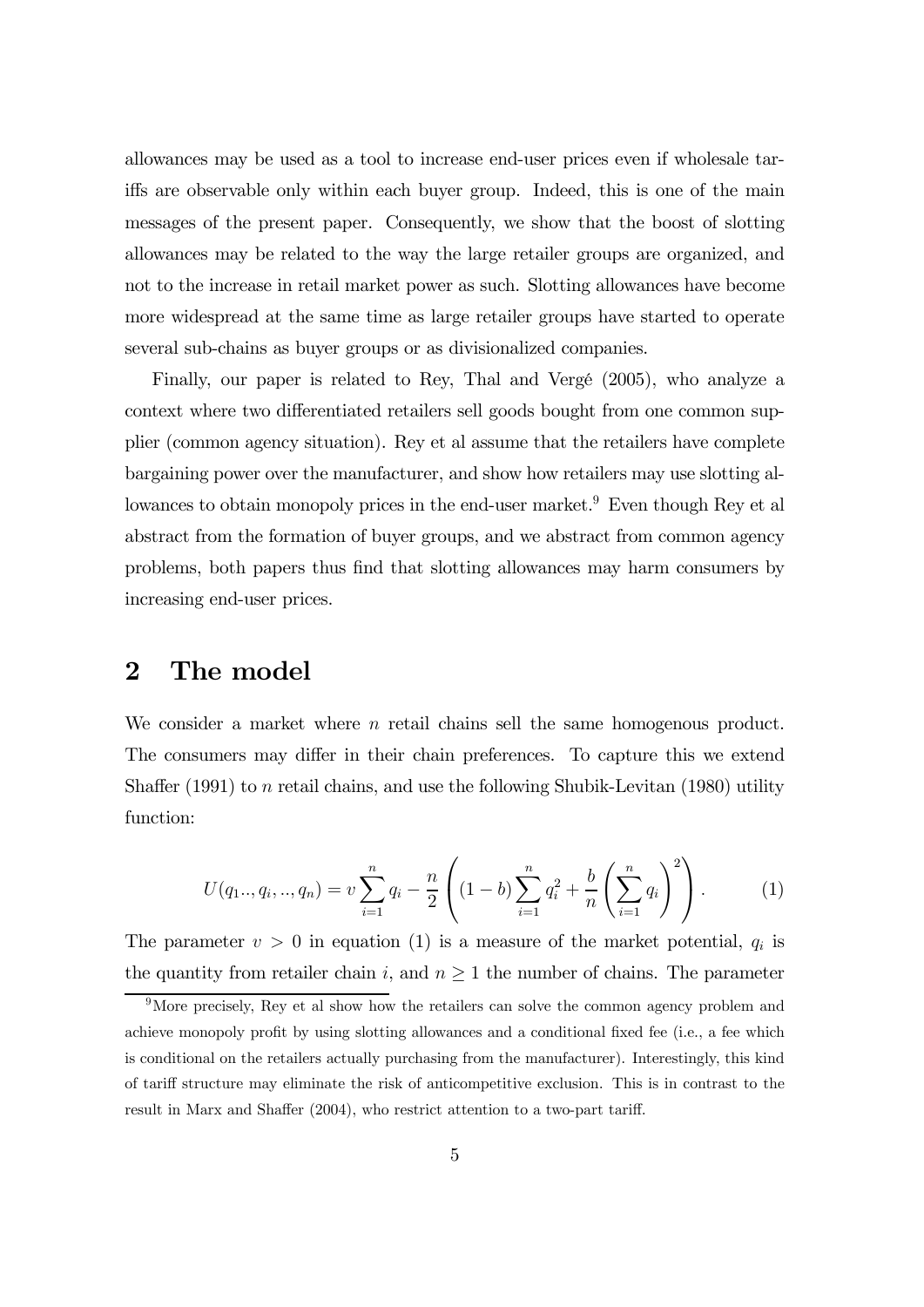allowances may be used as a tool to increase end-user prices even if wholesale tariffs are observable only within each buyer group. Indeed, this is one of the main messages of the present paper. Consequently, we show that the boost of slotting allowances may be related to the way the large retailer groups are organized, and not to the increase in retail market power as such. Slotting allowances have become more widespread at the same time as large retailer groups have started to operate several sub-chains as buyer groups or as divisionalized companies.

Finally, our paper is related to Rey, Thal and Vergé (2005), who analyze a context where two differentiated retailers sell goods bought from one common supplier (common agency situation). Rey et al assume that the retailers have complete bargaining power over the manufacturer, and show how retailers may use slotting allowances to obtain monopoly prices in the end-user market.[9] Even though Rey et al abstract from the formation of buyer groups, and we abstract from common agency problems, both papers thus find that slotting allowances may harm consumers by increasing end-user prices.

# 2 The model

We consider a market where $n$ retail chains sell the same homogenous product. The consumers may differ in their chain preferences. To capture this we extend Shaffer (1991) to $n$ retail chains, and use the following Shubik-Levitan (1980) utility function:

$$U(q_1.., q_i, .., q_n) = v \sum_{i=1}^{n} q_i - \frac{n}{2} \left( (1-b) \sum_{i=1}^{n} q_i^2 + \frac{b}{n} \left( \sum_{i=1}^{n} q_i \right)^2 \right). \tag{1}$$

The parameter $v > 0$ in equation (1) is a measure of the market potential, $q_i$ is the quantity from retailer chain $i$, and $n \geq 1$ the number of chains. The parameter

[9] More precisely, Rey et al show how the retailers can solve the common agency problem and achieve monopoly profit by using slotting allowances and a conditional fixed fee (i.e., a fee which is conditional on the retailers actually purchasing from the manufacturer). Interestingly, this kind of tariff structure may eliminate the risk of anticompetitive exclusion. This is in contrast to the result in Marx and Shaffer (2004), who restrict attention to a two-part tariff.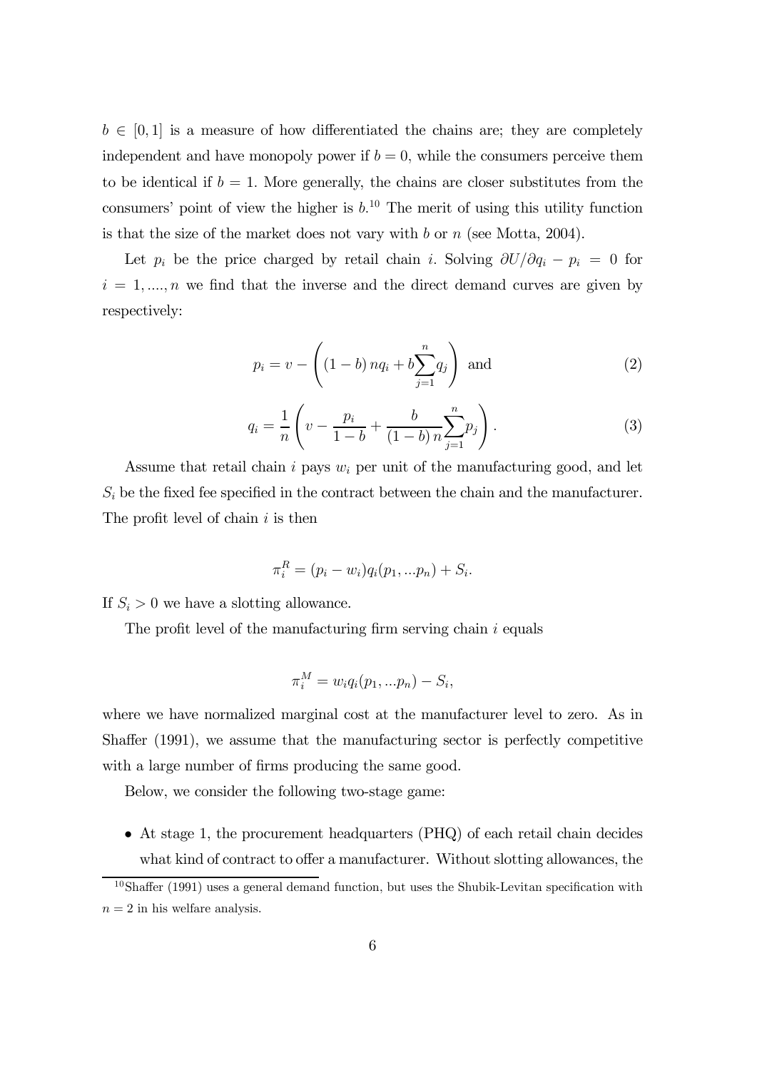$b \in [0, 1]$ is a measure of how differentiated the chains are; they are completely independent and have monopoly power if $b = 0$, while the consumers perceive them to be identical if $b = 1$. More generally, the chains are closer substitutes from the consumers' point of view the higher is $b$.[10] The merit of using this utility function is that the size of the market does not vary with $b$ or $n$ (see Motta, 2004).

Let $p_i$ be the price charged by retail chain $i$. Solving $\partial U/\partial q_i - p_i = 0$ for $i = 1, ...., n$ we find that the inverse and the direct demand curves are given by respectively:

$$p_i = v - \left( (1 - b)\, n q_i + b \sum_{j=1}^{n} q_j \right) \text{ and} \tag{2}$$

$$q_i = \frac{1}{n} \left( v - \frac{p_i}{1 - b} + \frac{b}{(1 - b)\, n} \sum_{j=1}^{n} p_j \right). \tag{3}$$

Assume that retail chain $i$ pays $w_i$ per unit of the manufacturing good, and let $S_i$ be the fixed fee specified in the contract between the chain and the manufacturer. The profit level of chain $i$ is then

$$\pi_i^R = (p_i - w_i) q_i(p_1, ...p_n) + S_i.$$

If $S_i > 0$ we have a slotting allowance.

The profit level of the manufacturing firm serving chain $i$ equals

$$\pi_i^M = w_i q_i(p_1, ...p_n) - S_i,$$

where we have normalized marginal cost at the manufacturer level to zero. As in Shaffer (1991), we assume that the manufacturing sector is perfectly competitive with a large number of firms producing the same good.

Below, we consider the following two-stage game:

- At stage 1, the procurement headquarters (PHQ) of each retail chain decides what kind of contract to offer a manufacturer. Without slotting allowances, the

[10] Shaffer (1991) uses a general demand function, but uses the Shubik-Levitan specification with $n = 2$ in his welfare analysis.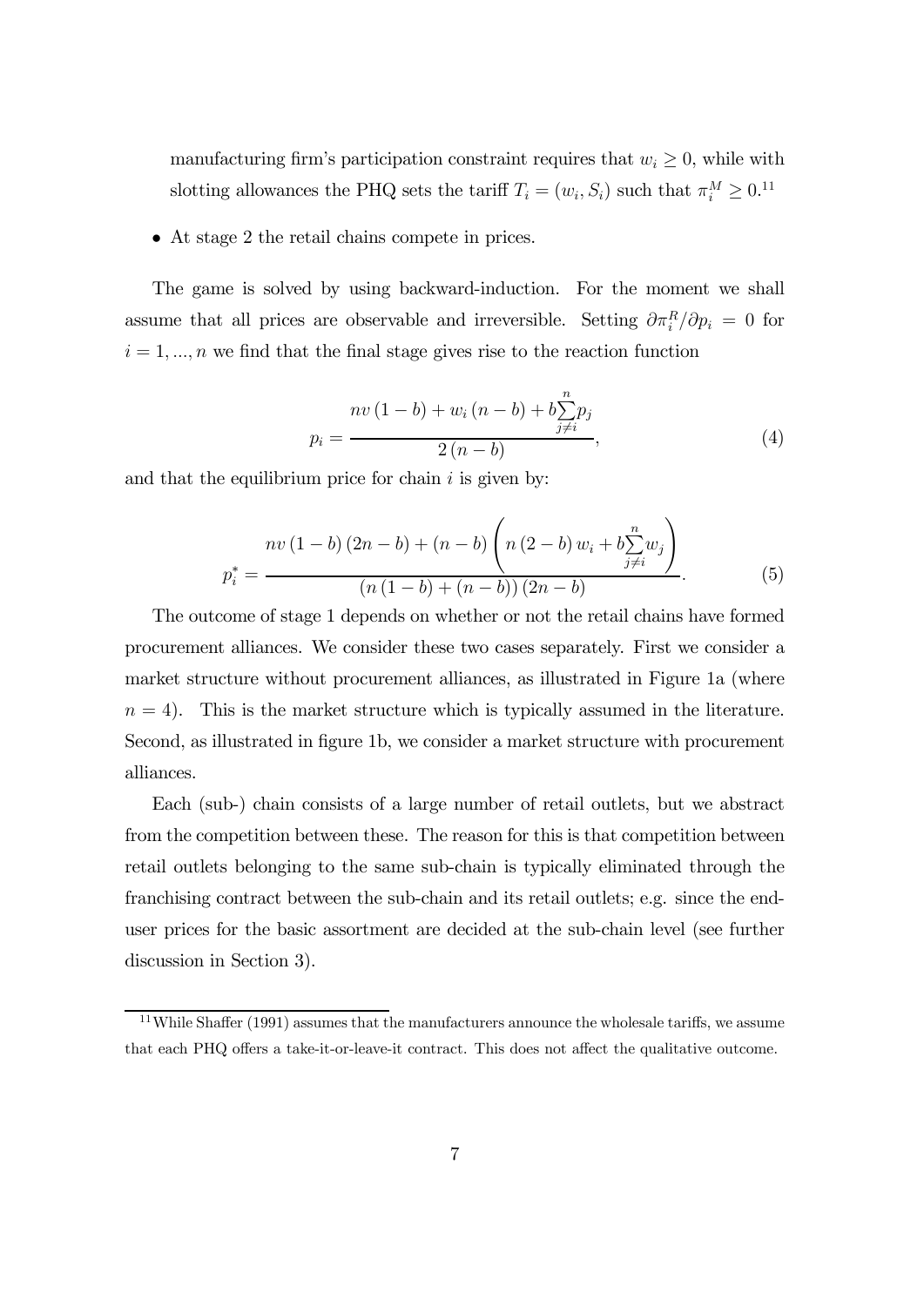manufacturing firm's participation constraint requires that $w_i \geq 0$, while with slotting allowances the PHQ sets the tariff $T_i = (w_i, S_i)$ such that $\pi_i^M \geq 0$.[11]

- At stage 2 the retail chains compete in prices.

The game is solved by using backward-induction. For the moment we shall assume that all prices are observable and irreversible. Setting $\partial \pi_i^R / \partial p_i = 0$ for $i = 1, ..., n$ we find that the final stage gives rise to the reaction function

$$p_i = \frac{nv\left(1-b\right) + w_i\left(n-b\right) + b\sum_{j \neq i}^{n} p_j}{2\left(n-b\right)}, \tag{4}$$

and that the equilibrium price for chain $i$ is given by:

$$p_i^* = \frac{nv\left(1-b\right)\left(2n-b\right) + \left(n-b\right)\left(n\left(2-b\right)w_i + b\sum_{j \neq i}^{n} w_j\right)}{\left(n\left(1-b\right) + \left(n-b\right)\right)\left(2n-b\right)}. \tag{5}$$

The outcome of stage 1 depends on whether or not the retail chains have formed procurement alliances. We consider these two cases separately. First we consider a market structure without procurement alliances, as illustrated in Figure 1a (where $n = 4$). This is the market structure which is typically assumed in the literature. Second, as illustrated in figure 1b, we consider a market structure with procurement alliances.

Each (sub-) chain consists of a large number of retail outlets, but we abstract from the competition between these. The reason for this is that competition between retail outlets belonging to the same sub-chain is typically eliminated through the franchising contract between the sub-chain and its retail outlets; e.g. since the end-user prices for the basic assortment are decided at the sub-chain level (see further discussion in Section 3).

[11] While Shaffer (1991) assumes that the manufacturers announce the wholesale tariffs, we assume that each PHQ offers a take-it-or-leave-it contract. This does not affect the qualitative outcome.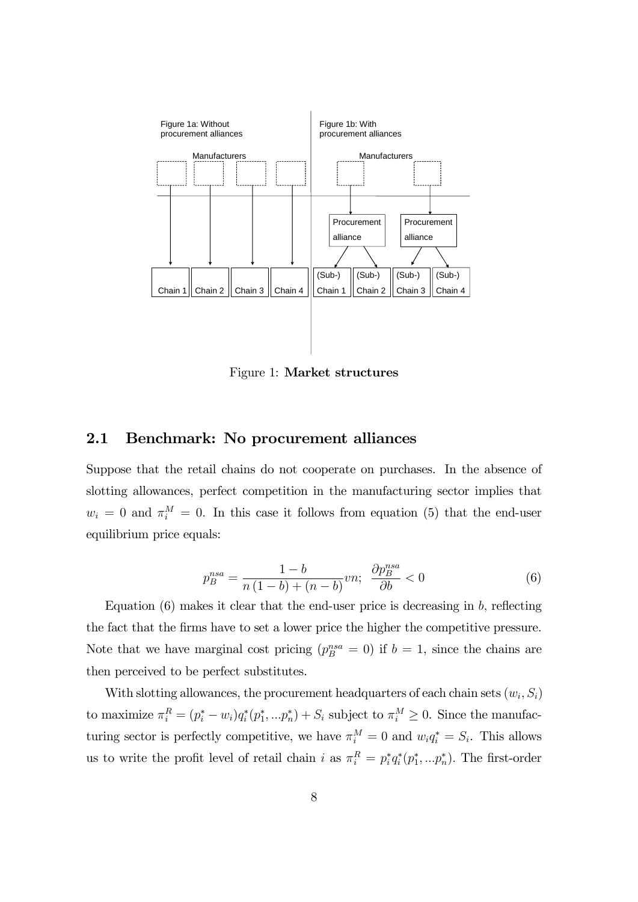Figure 1a: Without procurement alliances

Figure 1b: With procurement alliances

Figure 1: **Market structures**

## 2.1 Benchmark: No procurement alliances

Suppose that the retail chains do not cooperate on purchases. In the absence of slotting allowances, perfect competition in the manufacturing sector implies that $w_i = 0$ and $\pi_i^M = 0$. In this case it follows from equation (5) that the end-user equilibrium price equals:

$$p_B^{nsa} = \frac{1-b}{n(1-b)+(n-b)}vn; \quad \frac{\partial p_B^{nsa}}{\partial b} < 0 \tag{6}$$

Equation (6) makes it clear that the end-user price is decreasing in $b$, reflecting the fact that the firms have to set a lower price the higher the competitive pressure. Note that we have marginal cost pricing ($p_B^{nsa} = 0$) if $b = 1$, since the chains are then perceived to be perfect substitutes.

With slotting allowances, the procurement headquarters of each chain sets $(w_i, S_i)$ to maximize $\pi_i^R = (p_i^* - w_i)q_i^*(p_1^*, ...p_n^*) + S_i$ subject to $\pi_i^M \geq 0$. Since the manufacturing sector is perfectly competitive, we have $\pi_i^M = 0$ and $w_i q_i^* = S_i$. This allows us to write the profit level of retail chain $i$ as $\pi_i^R = p_i^* q_i^*(p_1^*, ...p_n^*)$. The first-order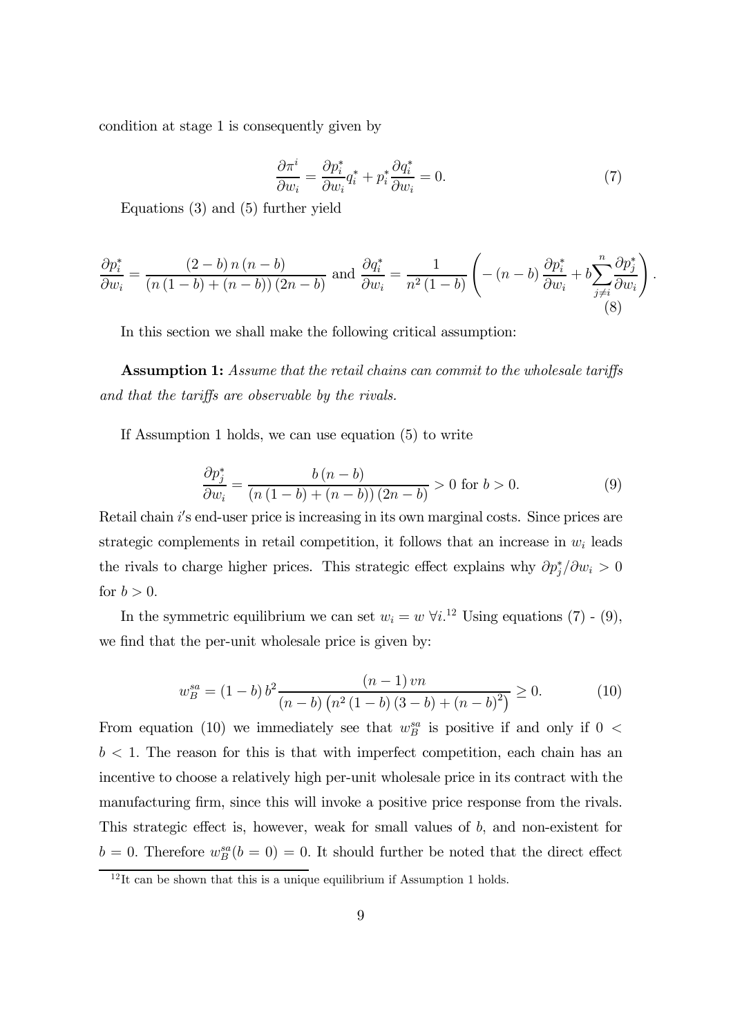condition at stage 1 is consequently given by

$$\frac{\partial \pi^i}{\partial w_i} = \frac{\partial p_i^*}{\partial w_i} q_i^* + p_i^* \frac{\partial q_i^*}{\partial w_i} = 0. \tag{7}$$

Equations (3) and (5) further yield

$$\frac{\partial p_i^*}{\partial w_i} = \frac{(2-b)\, n\, (n-b)}{(n\,(1-b) + (n-b))\,(2n-b)} \text{ and } \frac{\partial q_i^*}{\partial w_i} = \frac{1}{n^2\,(1-b)} \left( -\,(n-b)\,\frac{\partial p_i^*}{\partial w_i} + b \sum_{j \neq i}^{n} \frac{\partial p_j^*}{\partial w_i} \right). \tag{8}$$

In this section we shall make the following critical assumption:

**Assumption 1:** *Assume that the retail chains can commit to the wholesale tariffs and that the tariffs are observable by the rivals.*

If Assumption 1 holds, we can use equation (5) to write

$$\frac{\partial p_j^*}{\partial w_i} = \frac{b\,(n-b)}{(n\,(1-b) + (n-b))\,(2n-b)} > 0 \text{ for } b > 0. \tag{9}$$

Retail chain $i$'s end-user price is increasing in its own marginal costs. Since prices are strategic complements in retail competition, it follows that an increase in $w_i$ leads the rivals to charge higher prices. This strategic effect explains why $\partial p_j^*/\partial w_i > 0$ for $b > 0$.

In the symmetric equilibrium we can set $w_i = w \; \forall i$.[12] Using equations (7) - (9), we find that the per-unit wholesale price is given by:

$$w_B^{sa} = (1-b)\, b^2 \frac{(n-1)\, vn}{(n-b)\left(n^2\,(1-b)\,(3-b) + (n-b)^2\right)} \geq 0. \tag{10}$$

From equation (10) we immediately see that $w_B^{sa}$ is positive if and only if $0 < b < 1$. The reason for this is that with imperfect competition, each chain has an incentive to choose a relatively high per-unit wholesale price in its contract with the manufacturing firm, since this will invoke a positive price response from the rivals. This strategic effect is, however, weak for small values of $b$, and non-existent for $b = 0$. Therefore $w_B^{sa}(b = 0) = 0$. It should further be noted that the direct effect

[12] It can be shown that this is a unique equilibrium if Assumption 1 holds.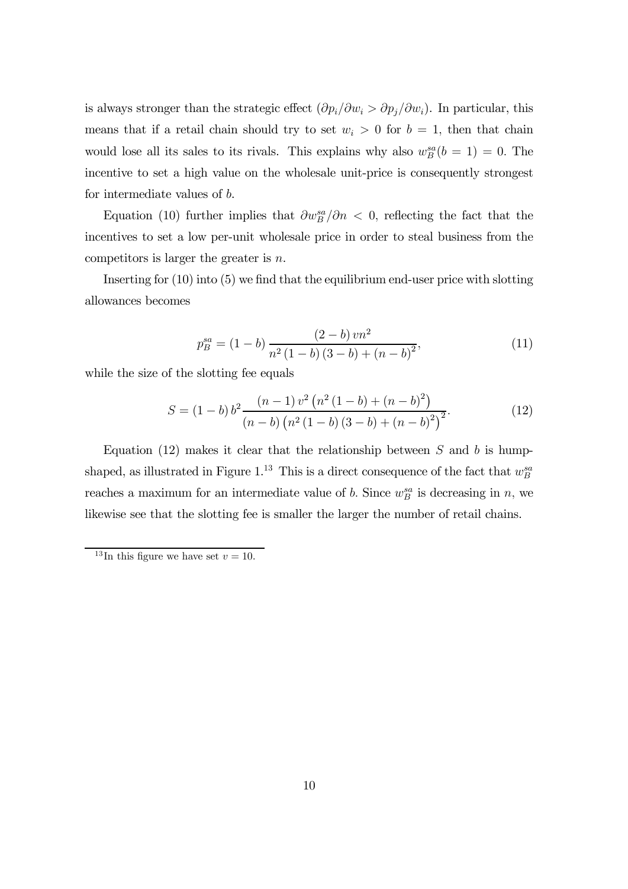is always stronger than the strategic effect ($\partial p_i/\partial w_i > \partial p_j/\partial w_i$). In particular, this means that if a retail chain should try to set $w_i > 0$ for $b = 1$, then that chain would lose all its sales to its rivals. This explains why also $w_B^{sa}(b = 1) = 0$. The incentive to set a high value on the wholesale unit-price is consequently strongest for intermediate values of $b$.

Equation (10) further implies that $\partial w_B^{sa}/\partial n < 0$, reflecting the fact that the incentives to set a low per-unit wholesale price in order to steal business from the competitors is larger the greater is $n$.

Inserting for (10) into (5) we find that the equilibrium end-user price with slotting allowances becomes

$$p_B^{sa} = (1-b)\frac{(2-b)\,vn^2}{n^2(1-b)(3-b)+(n-b)^2}, \tag{11}$$

while the size of the slotting fee equals

$$S = (1-b)\,b^2\frac{(n-1)\,v^2\left(n^2(1-b)+(n-b)^2\right)}{(n-b)\left(n^2(1-b)(3-b)+(n-b)^2\right)^2}. \tag{12}$$

Equation (12) makes it clear that the relationship between $S$ and $b$ is hump-shaped, as illustrated in Figure 1.[13] This is a direct consequence of the fact that $w_B^{sa}$ reaches a maximum for an intermediate value of $b$. Since $w_B^{sa}$ is decreasing in $n$, we likewise see that the slotting fee is smaller the larger the number of retail chains.

[13] In this figure we have set $v = 10$.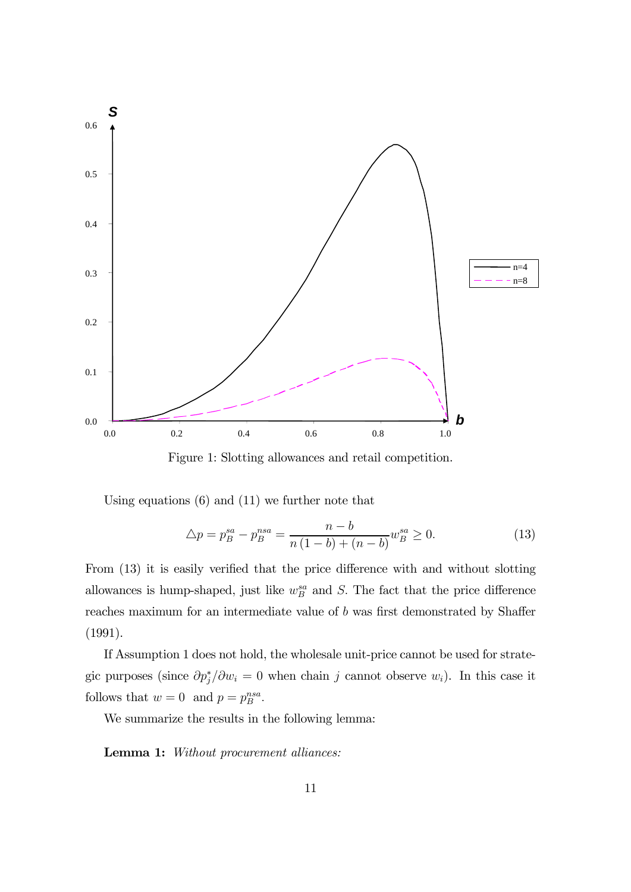Figure 1: Slotting allowances and retail competition.

Using equations (6) and (11) we further note that

$$\triangle p = p_B^{sa} - p_B^{nsa} = \frac{n-b}{n\,(1-b)+(n-b)} w_B^{sa} \geq 0. \tag{13}$$

From (13) it is easily verified that the price difference with and without slotting allowances is hump-shaped, just like $w_B^{sa}$ and $S$. The fact that the price difference reaches maximum for an intermediate value of $b$ was first demonstrated by Shaffer (1991).

If Assumption 1 does not hold, the wholesale unit-price cannot be used for strategic purposes (since $\partial p_j^*/\partial w_i = 0$ when chain $j$ cannot observe $w_i$). In this case it follows that $w = 0$ and $p = p_B^{nsa}$.

We summarize the results in the following lemma:

**Lemma 1:** *Without procurement alliances:*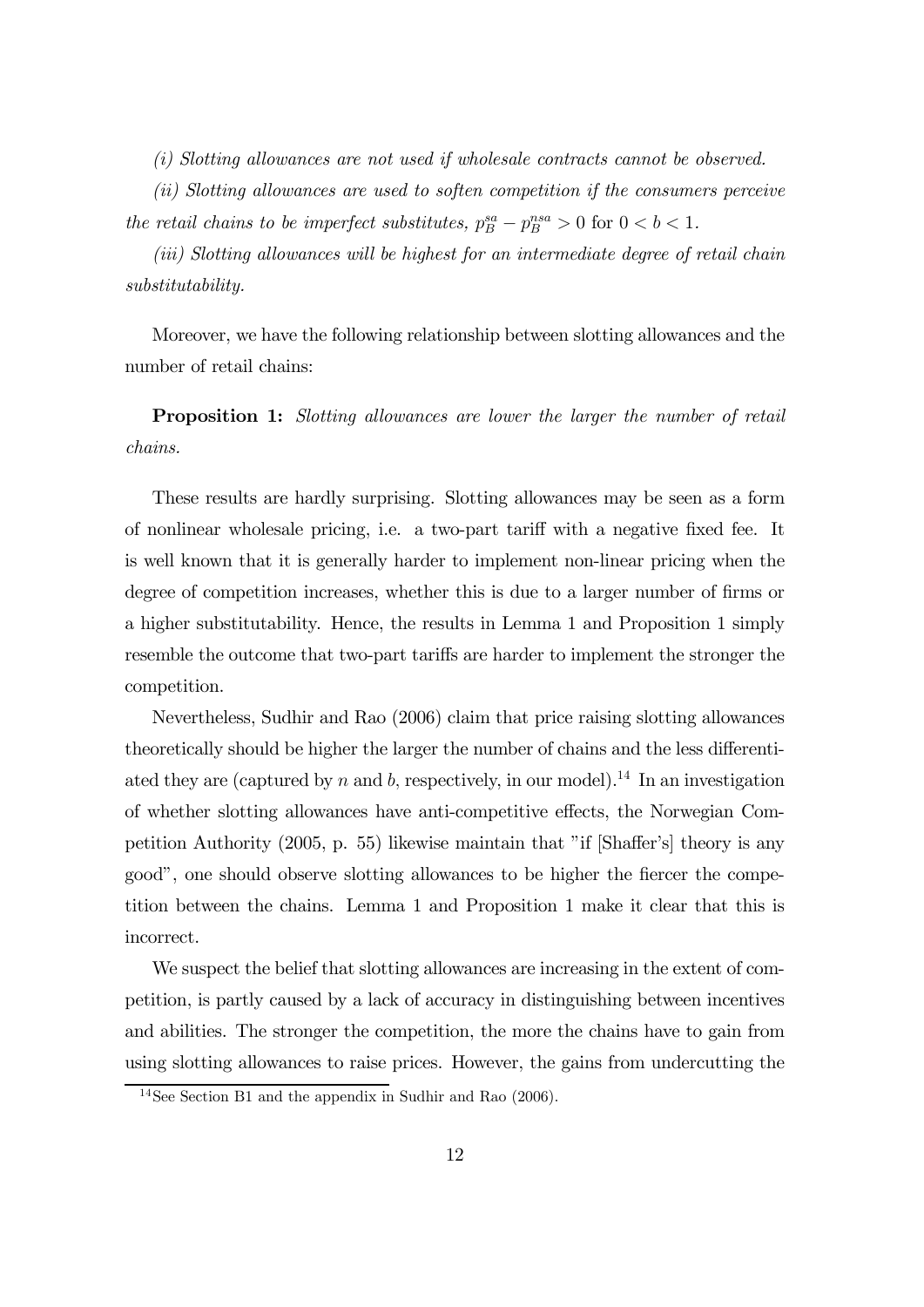*(i) Slotting allowances are not used if wholesale contracts cannot be observed.*

*(ii) Slotting allowances are used to soften competition if the consumers perceive the retail chains to be imperfect substitutes,* $p_B^{sa} - p_B^{nsa} > 0$ for $0 < b < 1$.

*(iii) Slotting allowances will be highest for an intermediate degree of retail chain substitutability.*

Moreover, we have the following relationship between slotting allowances and the number of retail chains:

**Proposition 1:** *Slotting allowances are lower the larger the number of retail chains.*

These results are hardly surprising. Slotting allowances may be seen as a form of nonlinear wholesale pricing, i.e. a two-part tariff with a negative fixed fee. It is well known that it is generally harder to implement non-linear pricing when the degree of competition increases, whether this is due to a larger number of firms or a higher substitutability. Hence, the results in Lemma 1 and Proposition 1 simply resemble the outcome that two-part tariffs are harder to implement the stronger the competition.

Nevertheless, Sudhir and Rao (2006) claim that price raising slotting allowances theoretically should be higher the larger the number of chains and the less differentiated they are (captured by $n$ and $b$, respectively, in our model).[14] In an investigation of whether slotting allowances have anti-competitive effects, the Norwegian Competition Authority (2005, p. 55) likewise maintain that "if [Shaffer's] theory is any good", one should observe slotting allowances to be higher the fiercer the competition between the chains. Lemma 1 and Proposition 1 make it clear that this is incorrect.

We suspect the belief that slotting allowances are increasing in the extent of competition, is partly caused by a lack of accuracy in distinguishing between incentives and abilities. The stronger the competition, the more the chains have to gain from using slotting allowances to raise prices. However, the gains from undercutting the

[14] See Section B1 and the appendix in Sudhir and Rao (2006).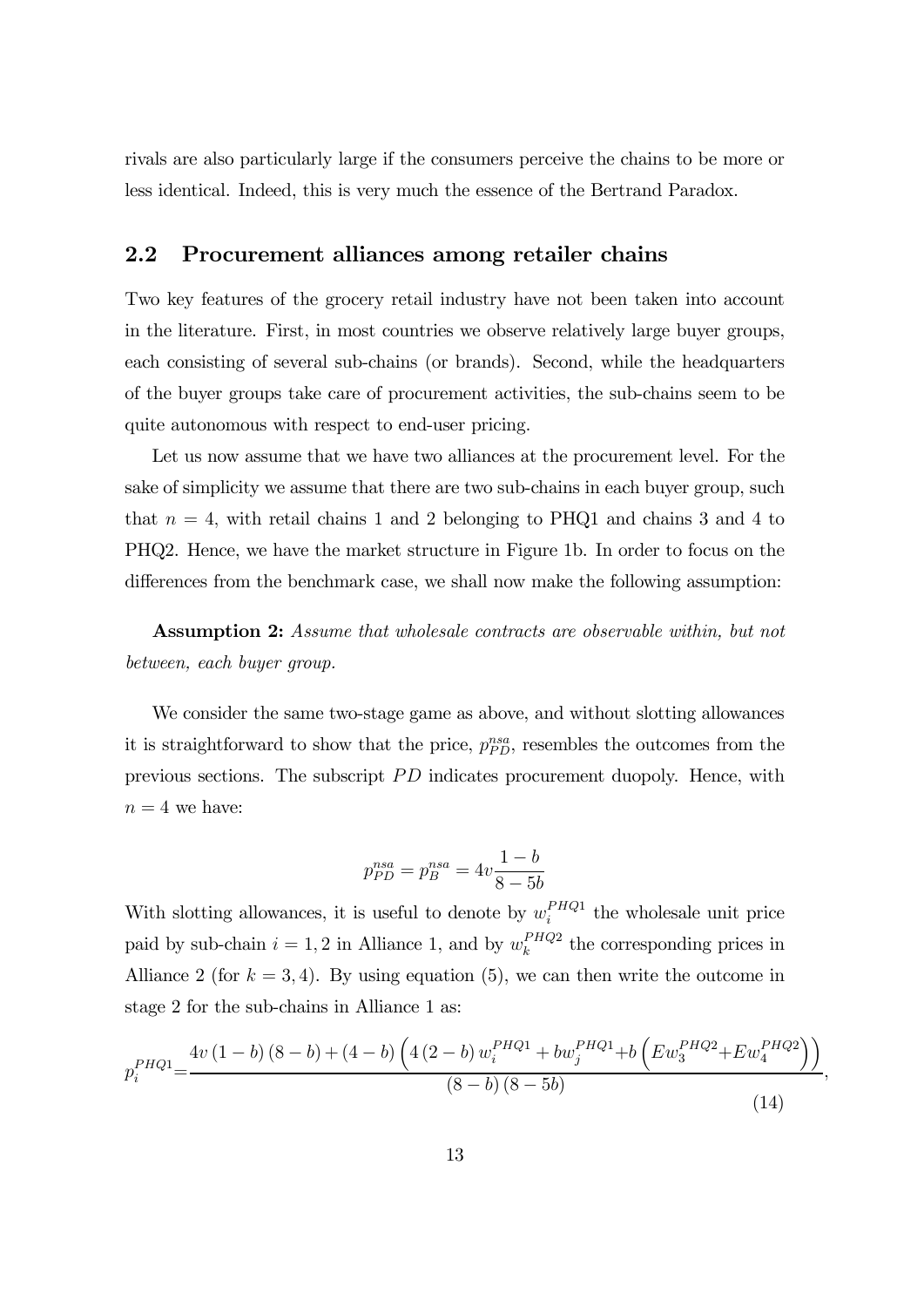rivals are also particularly large if the consumers perceive the chains to be more or less identical. Indeed, this is very much the essence of the Bertrand Paradox.

## 2.2 Procurement alliances among retailer chains

Two key features of the grocery retail industry have not been taken into account in the literature. First, in most countries we observe relatively large buyer groups, each consisting of several sub-chains (or brands). Second, while the headquarters of the buyer groups take care of procurement activities, the sub-chains seem to be quite autonomous with respect to end-user pricing.

Let us now assume that we have two alliances at the procurement level. For the sake of simplicity we assume that there are two sub-chains in each buyer group, such that $n = 4$, with retail chains 1 and 2 belonging to PHQ1 and chains 3 and 4 to PHQ2. Hence, we have the market structure in Figure 1b. In order to focus on the differences from the benchmark case, we shall now make the following assumption:

**Assumption 2:** *Assume that wholesale contracts are observable within, but not between, each buyer group.*

We consider the same two-stage game as above, and without slotting allowances it is straightforward to show that the price, $p_{PD}^{nsa}$, resembles the outcomes from the previous sections. The subscript $PD$ indicates procurement duopoly. Hence, with $n = 4$ we have:

$$p_{PD}^{nsa} = p_{B}^{nsa} = 4v\frac{1-b}{8-5b}$$

With slotting allowances, it is useful to denote by $w_i^{PHQ1}$ the wholesale unit price paid by sub-chain $i = 1, 2$ in Alliance 1, and by $w_k^{PHQ2}$ the corresponding prices in Alliance 2 (for $k = 3, 4$). By using equation (5), we can then write the outcome in stage 2 for the sub-chains in Alliance 1 as:

$$p_i^{PHQ1} = \frac{4v(1-b)(8-b) + (4-b)\left(4(2-b)w_i^{PHQ1} + bw_j^{PHQ1} + b\left(Ew_3^{PHQ2} + Ew_4^{PHQ2}\right)\right)}{(8-b)(8-5b)}, \tag{14}$$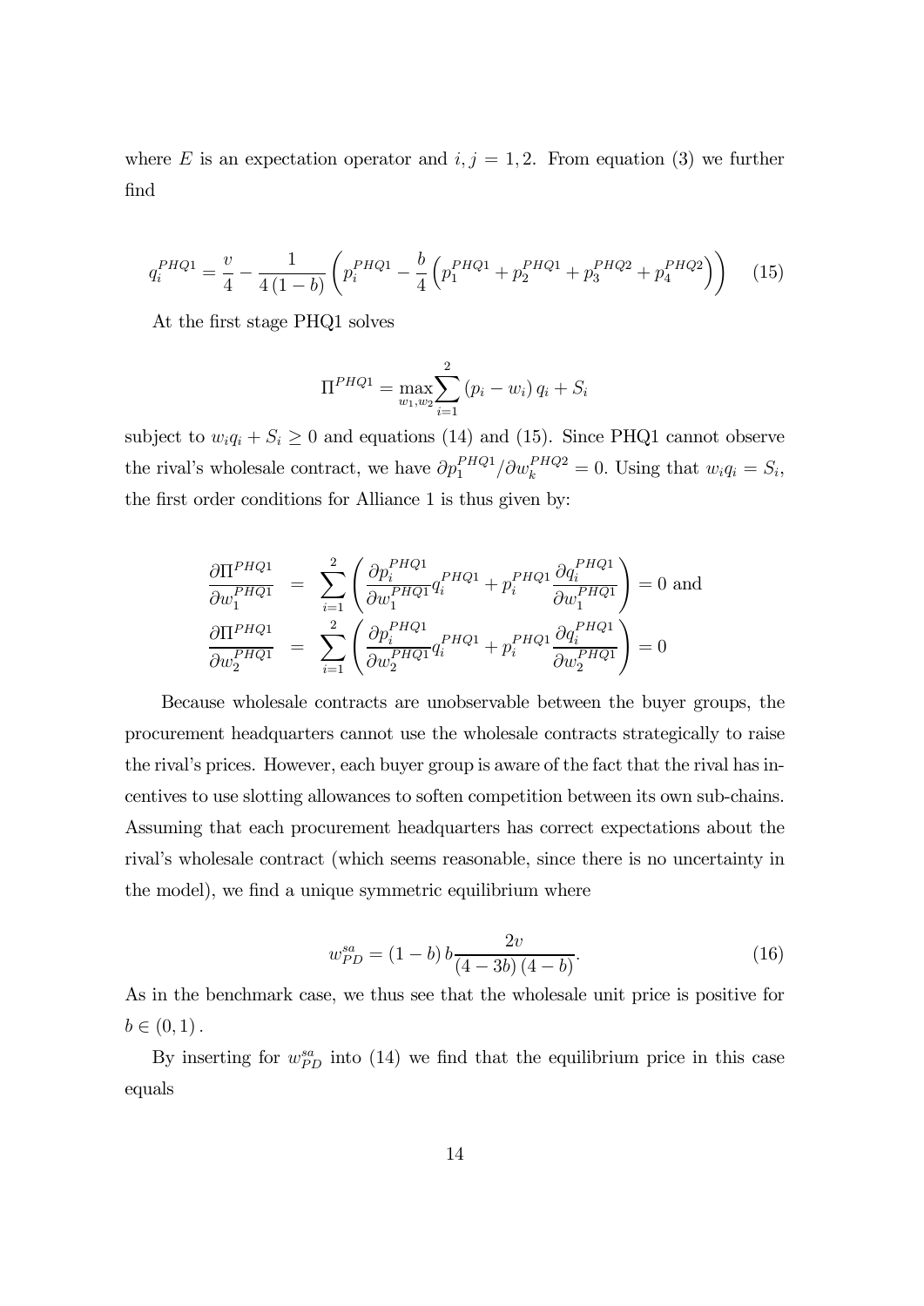where $E$ is an expectation operator and $i, j = 1, 2$. From equation (3) we further find

$$q_i^{PHQ1} = \frac{v}{4} - \frac{1}{4(1-b)} \left( p_i^{PHQ1} - \frac{b}{4} \left( p_1^{PHQ1} + p_2^{PHQ1} + p_3^{PHQ2} + p_4^{PHQ2} \right) \right) \quad (15)$$

At the first stage PHQ1 solves

$$\Pi^{PHQ1} = \max_{w_1, w_2} \sum_{i=1}^{2} (p_i - w_i) q_i + S_i$$

subject to $w_i q_i + S_i \geq 0$ and equations (14) and (15). Since PHQ1 cannot observe the rival's wholesale contract, we have $\partial p_1^{PHQ1} / \partial w_k^{PHQ2} = 0$. Using that $w_i q_i = S_i$, the first order conditions for Alliance 1 is thus given by:

$$\begin{aligned}
\frac{\partial \Pi^{PHQ1}}{\partial w_1^{PHQ1}} &= \sum_{i=1}^{2} \left( \frac{\partial p_i^{PHQ1}}{\partial w_1^{PHQ1}} q_i^{PHQ1} + p_i^{PHQ1} \frac{\partial q_i^{PHQ1}}{\partial w_1^{PHQ1}} \right) = 0 \text{ and} \\
\frac{\partial \Pi^{PHQ1}}{\partial w_2^{PHQ1}} &= \sum_{i=1}^{2} \left( \frac{\partial p_i^{PHQ1}}{\partial w_2^{PHQ1}} q_i^{PHQ1} + p_i^{PHQ1} \frac{\partial q_i^{PHQ1}}{\partial w_2^{PHQ1}} \right) = 0
\end{aligned}$$

Because wholesale contracts are unobservable between the buyer groups, the procurement headquarters cannot use the wholesale contracts strategically to raise the rival's prices. However, each buyer group is aware of the fact that the rival has incentives to use slotting allowances to soften competition between its own sub-chains. Assuming that each procurement headquarters has correct expectations about the rival's wholesale contract (which seems reasonable, since there is no uncertainty in the model), we find a unique symmetric equilibrium where

$$w_{PD}^{sa} = (1-b) b \frac{2v}{(4-3b)(4-b)}. \quad (16)$$

As in the benchmark case, we thus see that the wholesale unit price is positive for $b \in (0, 1)$.

By inserting for $w_{PD}^{sa}$ into (14) we find that the equilibrium price in this case equals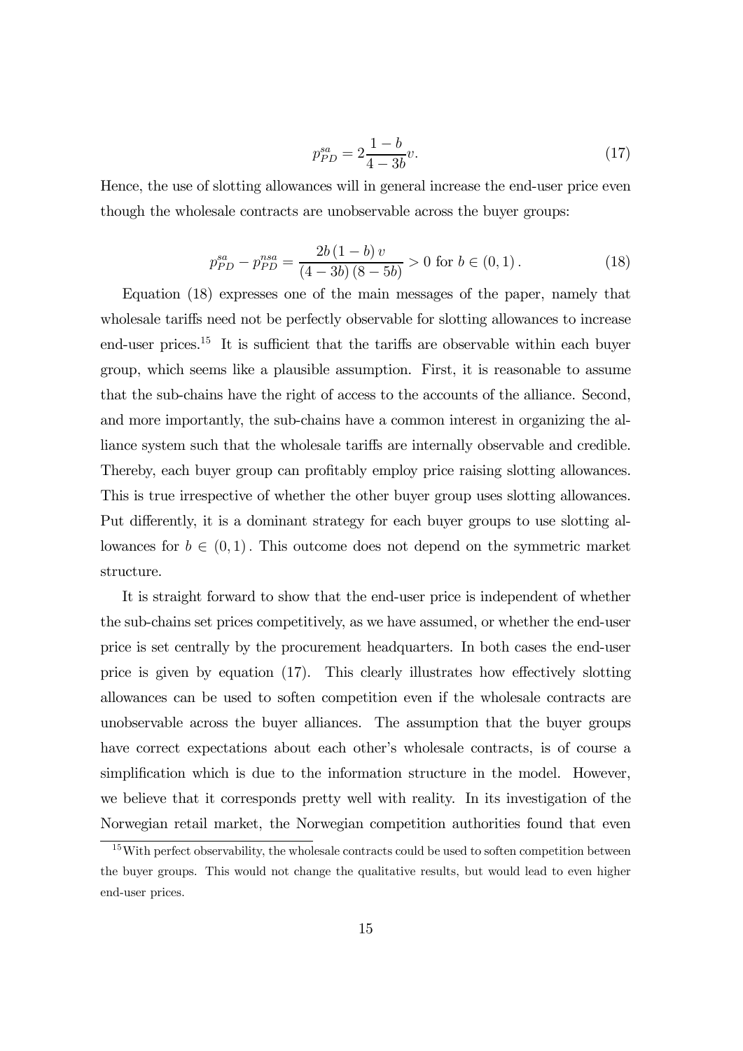$$p_{PD}^{sa} = 2\frac{1-b}{4-3b}v. \tag{17}$$

Hence, the use of slotting allowances will in general increase the end-user price even though the wholesale contracts are unobservable across the buyer groups:

$$p_{PD}^{sa} - p_{PD}^{nsa} = \frac{2b(1-b)v}{(4-3b)(8-5b)} > 0 \text{ for } b \in (0,1). \tag{18}$$

Equation (18) expresses one of the main messages of the paper, namely that wholesale tariffs need not be perfectly observable for slotting allowances to increase end-user prices.[15] It is sufficient that the tariffs are observable within each buyer group, which seems like a plausible assumption. First, it is reasonable to assume that the sub-chains have the right of access to the accounts of the alliance. Second, and more importantly, the sub-chains have a common interest in organizing the alliance system such that the wholesale tariffs are internally observable and credible. Thereby, each buyer group can profitably employ price raising slotting allowances. This is true irrespective of whether the other buyer group uses slotting allowances. Put differently, it is a dominant strategy for each buyer groups to use slotting allowances for $b \in (0,1)$. This outcome does not depend on the symmetric market structure.

It is straight forward to show that the end-user price is independent of whether the sub-chains set prices competitively, as we have assumed, or whether the end-user price is set centrally by the procurement headquarters. In both cases the end-user price is given by equation (17). This clearly illustrates how effectively slotting allowances can be used to soften competition even if the wholesale contracts are unobservable across the buyer alliances. The assumption that the buyer groups have correct expectations about each other's wholesale contracts, is of course a simplification which is due to the information structure in the model. However, we believe that it corresponds pretty well with reality. In its investigation of the Norwegian retail market, the Norwegian competition authorities found that even

[15] With perfect observability, the wholesale contracts could be used to soften competition between the buyer groups. This would not change the qualitative results, but would lead to even higher end-user prices.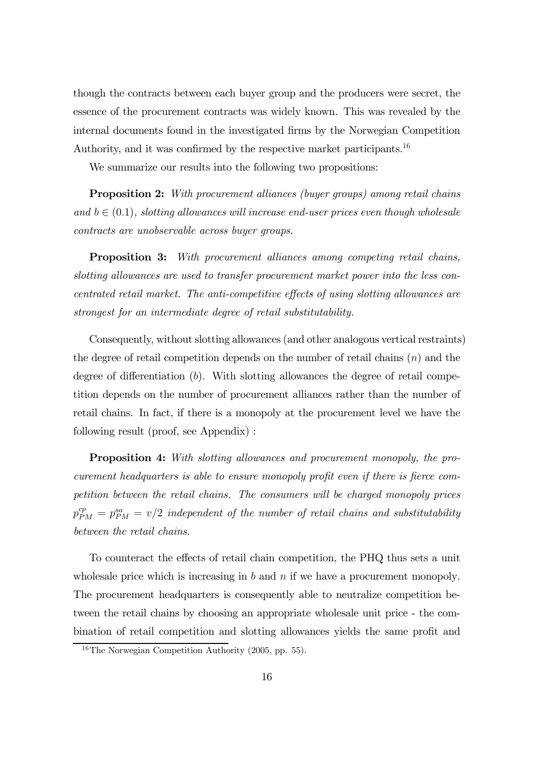though the contracts between each buyer group and the producers were secret, the essence of the procurement contracts was widely known. This was revealed by the internal documents found in the investigated firms by the Norwegian Competition Authority, and it was confirmed by the respective market participants.[16]

We summarize our results into the following two propositions:

**Proposition 2:** *With procurement alliances (buyer groups) among retail chains and $b \in (0.1)$, slotting allowances will increase end-user prices even though wholesale contracts are unobservable across buyer groups.*

**Proposition 3:** *With procurement alliances among competing retail chains, slotting allowances are used to transfer procurement market power into the less concentrated retail market. The anti-competitive effects of using slotting allowances are strongest for an intermediate degree of retail substitutability.*

Consequently, without slotting allowances (and other analogous vertical restraints) the degree of retail competition depends on the number of retail chains ($n$) and the degree of differentiation ($b$). With slotting allowances the degree of retail competition depends on the number of procurement alliances rather than the number of retail chains. In fact, if there is a monopoly at the procurement level we have the following result (proof, see Appendix) :

**Proposition 4:** *With slotting allowances and procurement monopoly, the procurement headquarters is able to ensure monopoly profit even if there is fierce competition between the retail chains. The consumers will be charged monopoly prices $p_{PM}^{cp} = p_{PM}^{sa} = v/2$ independent of the number of retail chains and substitutability between the retail chains.*

To counteract the effects of retail chain competition, the PHQ thus sets a unit wholesale price which is increasing in $b$ and $n$ if we have a procurement monopoly. The procurement headquarters is consequently able to neutralize competition between the retail chains by choosing an appropriate wholesale unit price - the combination of retail competition and slotting allowances yields the same profit and

[16] The Norwegian Competition Authority (2005, pp. 55).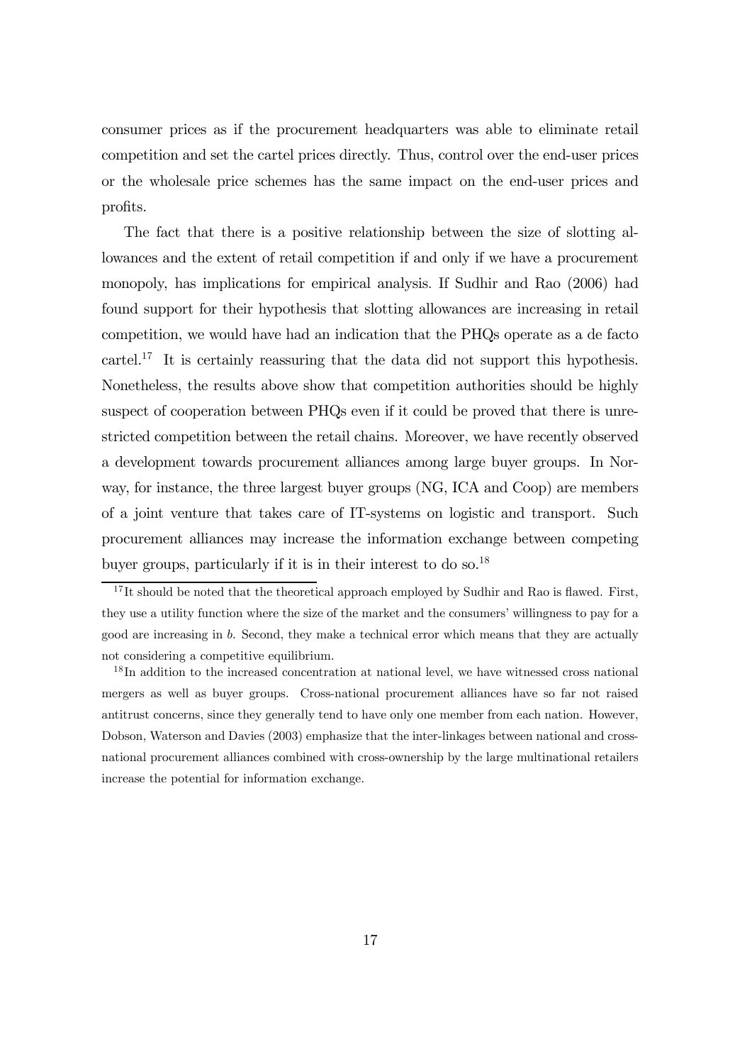consumer prices as if the procurement headquarters was able to eliminate retail competition and set the cartel prices directly. Thus, control over the end-user prices or the wholesale price schemes has the same impact on the end-user prices and profits.

The fact that there is a positive relationship between the size of slotting allowances and the extent of retail competition if and only if we have a procurement monopoly, has implications for empirical analysis. If Sudhir and Rao (2006) had found support for their hypothesis that slotting allowances are increasing in retail competition, we would have had an indication that the PHQs operate as a de facto cartel.[17] It is certainly reassuring that the data did not support this hypothesis. Nonetheless, the results above show that competition authorities should be highly suspect of cooperation between PHQs even if it could be proved that there is unrestricted competition between the retail chains. Moreover, we have recently observed a development towards procurement alliances among large buyer groups. In Norway, for instance, the three largest buyer groups (NG, ICA and Coop) are members of a joint venture that takes care of IT-systems on logistic and transport. Such procurement alliances may increase the information exchange between competing buyer groups, particularly if it is in their interest to do so.[18]

[17] It should be noted that the theoretical approach employed by Sudhir and Rao is flawed. First, they use a utility function where the size of the market and the consumers' willingness to pay for a good are increasing in $b$. Second, they make a technical error which means that they are actually not considering a competitive equilibrium.

[18] In addition to the increased concentration at national level, we have witnessed cross national mergers as well as buyer groups. Cross-national procurement alliances have so far not raised antitrust concerns, since they generally tend to have only one member from each nation. However, Dobson, Waterson and Davies (2003) emphasize that the inter-linkages between national and cross-national procurement alliances combined with cross-ownership by the large multinational retailers increase the potential for information exchange.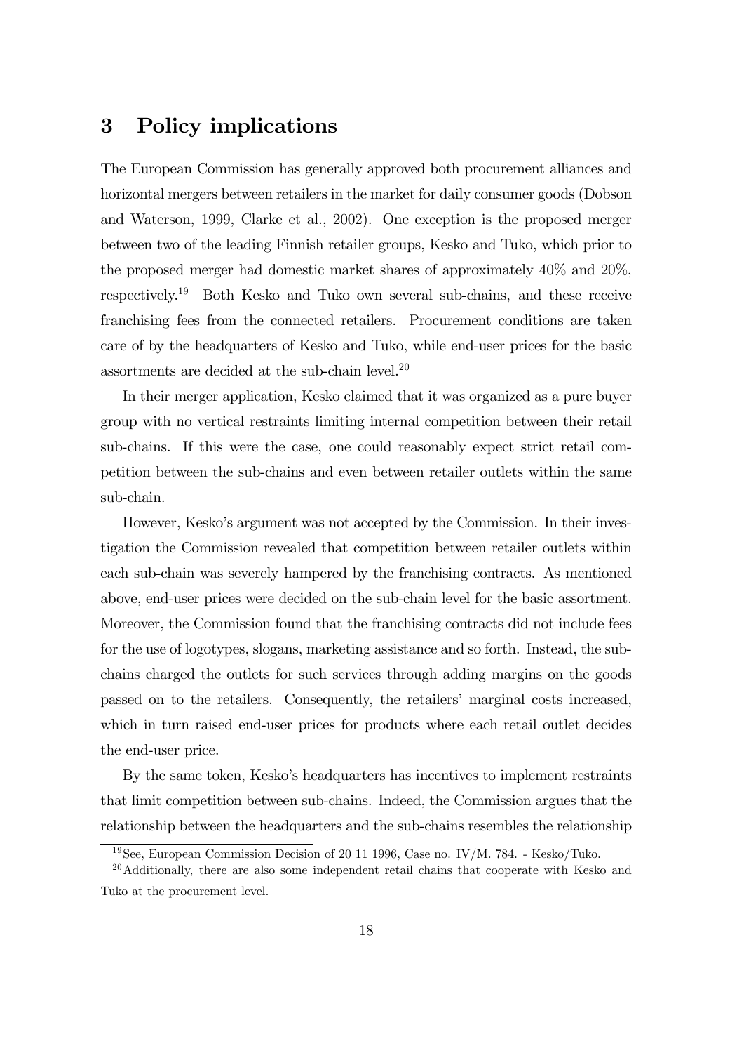# 3 Policy implications

The European Commission has generally approved both procurement alliances and horizontal mergers between retailers in the market for daily consumer goods (Dobson and Waterson, 1999, Clarke et al., 2002). One exception is the proposed merger between two of the leading Finnish retailer groups, Kesko and Tuko, which prior to the proposed merger had domestic market shares of approximately 40% and 20%, respectively.[19] Both Kesko and Tuko own several sub-chains, and these receive franchising fees from the connected retailers. Procurement conditions are taken care of by the headquarters of Kesko and Tuko, while end-user prices for the basic assortments are decided at the sub-chain level.[20]

In their merger application, Kesko claimed that it was organized as a pure buyer group with no vertical restraints limiting internal competition between their retail sub-chains. If this were the case, one could reasonably expect strict retail competition between the sub-chains and even between retailer outlets within the same sub-chain.

However, Kesko's argument was not accepted by the Commission. In their investigation the Commission revealed that competition between retailer outlets within each sub-chain was severely hampered by the franchising contracts. As mentioned above, end-user prices were decided on the sub-chain level for the basic assortment. Moreover, the Commission found that the franchising contracts did not include fees for the use of logotypes, slogans, marketing assistance and so forth. Instead, the sub-chains charged the outlets for such services through adding margins on the goods passed on to the retailers. Consequently, the retailers' marginal costs increased, which in turn raised end-user prices for products where each retail outlet decides the end-user price.

By the same token, Kesko's headquarters has incentives to implement restraints that limit competition between sub-chains. Indeed, the Commission argues that the relationship between the headquarters and the sub-chains resembles the relationship

[19] See, European Commission Decision of 20 11 1996, Case no. IV/M. 784. - Kesko/Tuko.

[20] Additionally, there are also some independent retail chains that cooperate with Kesko and Tuko at the procurement level.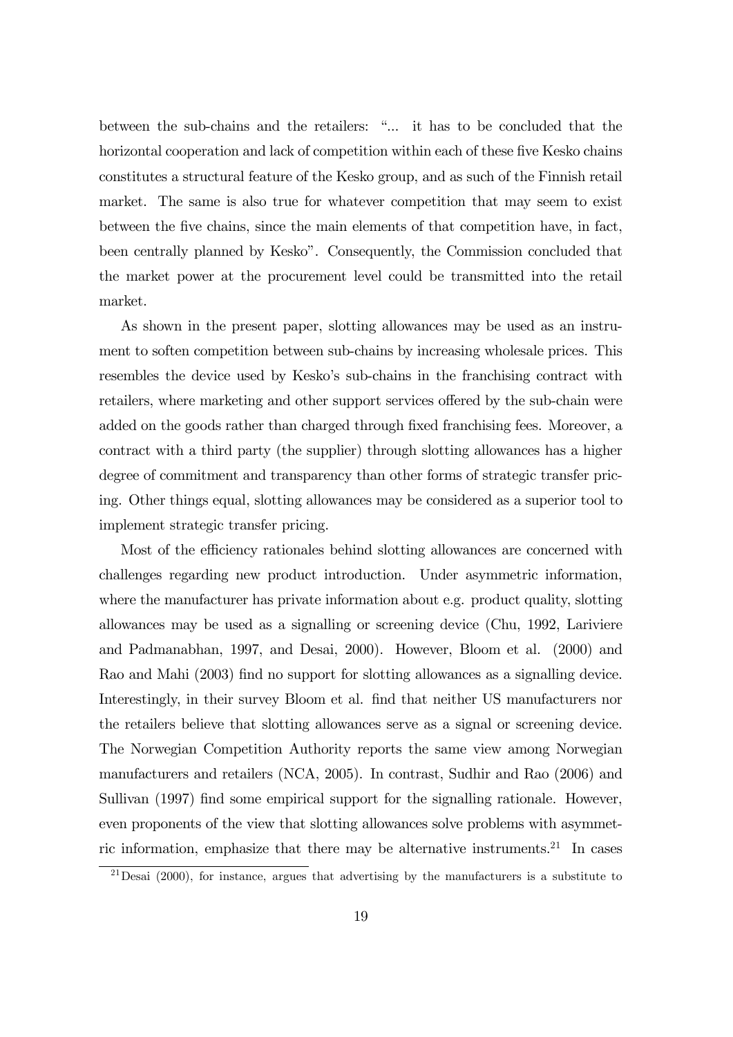between the sub-chains and the retailers: "... it has to be concluded that the horizontal cooperation and lack of competition within each of these five Kesko chains constitutes a structural feature of the Kesko group, and as such of the Finnish retail market. The same is also true for whatever competition that may seem to exist between the five chains, since the main elements of that competition have, in fact, been centrally planned by Kesko". Consequently, the Commission concluded that the market power at the procurement level could be transmitted into the retail market.

As shown in the present paper, slotting allowances may be used as an instrument to soften competition between sub-chains by increasing wholesale prices. This resembles the device used by Kesko's sub-chains in the franchising contract with retailers, where marketing and other support services offered by the sub-chain were added on the goods rather than charged through fixed franchising fees. Moreover, a contract with a third party (the supplier) through slotting allowances has a higher degree of commitment and transparency than other forms of strategic transfer pricing. Other things equal, slotting allowances may be considered as a superior tool to implement strategic transfer pricing.

Most of the efficiency rationales behind slotting allowances are concerned with challenges regarding new product introduction. Under asymmetric information, where the manufacturer has private information about e.g. product quality, slotting allowances may be used as a signalling or screening device (Chu, 1992, Lariviere and Padmanabhan, 1997, and Desai, 2000). However, Bloom et al. (2000) and Rao and Mahi (2003) find no support for slotting allowances as a signalling device. Interestingly, in their survey Bloom et al. find that neither US manufacturers nor the retailers believe that slotting allowances serve as a signal or screening device. The Norwegian Competition Authority reports the same view among Norwegian manufacturers and retailers (NCA, 2005). In contrast, Sudhir and Rao (2006) and Sullivan (1997) find some empirical support for the signalling rationale. However, even proponents of the view that slotting allowances solve problems with asymmetric information, emphasize that there may be alternative instruments.[21] In cases

[21] Desai (2000), for instance, argues that advertising by the manufacturers is a substitute to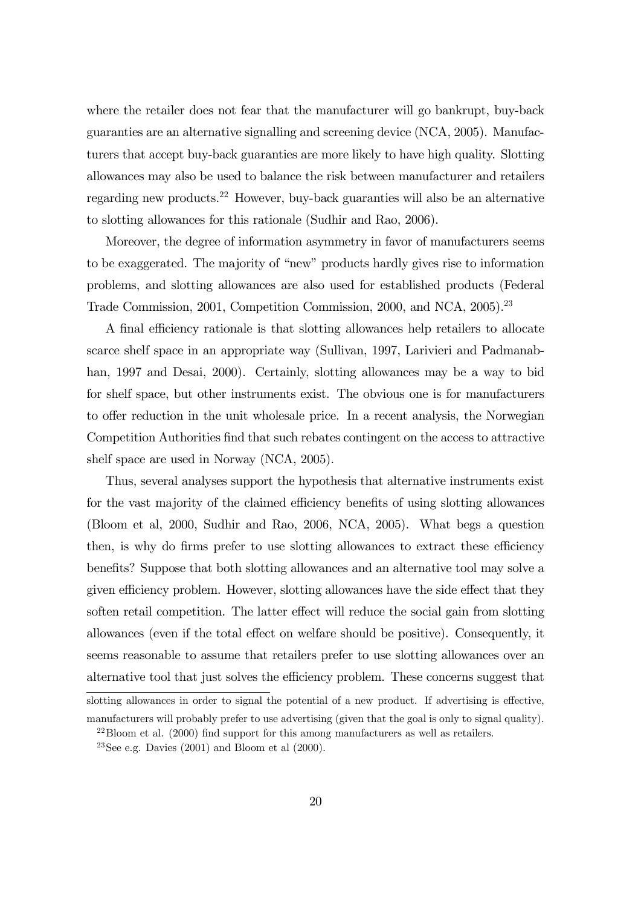where the retailer does not fear that the manufacturer will go bankrupt, buy-back guaranties are an alternative signalling and screening device (NCA, 2005). Manufacturers that accept buy-back guaranties are more likely to have high quality. Slotting allowances may also be used to balance the risk between manufacturer and retailers regarding new products.[22] However, buy-back guaranties will also be an alternative to slotting allowances for this rationale (Sudhir and Rao, 2006).

Moreover, the degree of information asymmetry in favor of manufacturers seems to be exaggerated. The majority of "new" products hardly gives rise to information problems, and slotting allowances are also used for established products (Federal Trade Commission, 2001, Competition Commission, 2000, and NCA, 2005).[23]

A final efficiency rationale is that slotting allowances help retailers to allocate scarce shelf space in an appropriate way (Sullivan, 1997, Larivieri and Padmanabhan, 1997 and Desai, 2000). Certainly, slotting allowances may be a way to bid for shelf space, but other instruments exist. The obvious one is for manufacturers to offer reduction in the unit wholesale price. In a recent analysis, the Norwegian Competition Authorities find that such rebates contingent on the access to attractive shelf space are used in Norway (NCA, 2005).

Thus, several analyses support the hypothesis that alternative instruments exist for the vast majority of the claimed efficiency benefits of using slotting allowances (Bloom et al, 2000, Sudhir and Rao, 2006, NCA, 2005). What begs a question then, is why do firms prefer to use slotting allowances to extract these efficiency benefits? Suppose that both slotting allowances and an alternative tool may solve a given efficiency problem. However, slotting allowances have the side effect that they soften retail competition. The latter effect will reduce the social gain from slotting allowances (even if the total effect on welfare should be positive). Consequently, it seems reasonable to assume that retailers prefer to use slotting allowances over an alternative tool that just solves the efficiency problem. These concerns suggest that

slotting allowances in order to signal the potential of a new product. If advertising is effective, manufacturers will probably prefer to use advertising (given that the goal is only to signal quality).

[22] Bloom et al. (2000) find support for this among manufacturers as well as retailers.

[23] See e.g. Davies (2001) and Bloom et al (2000).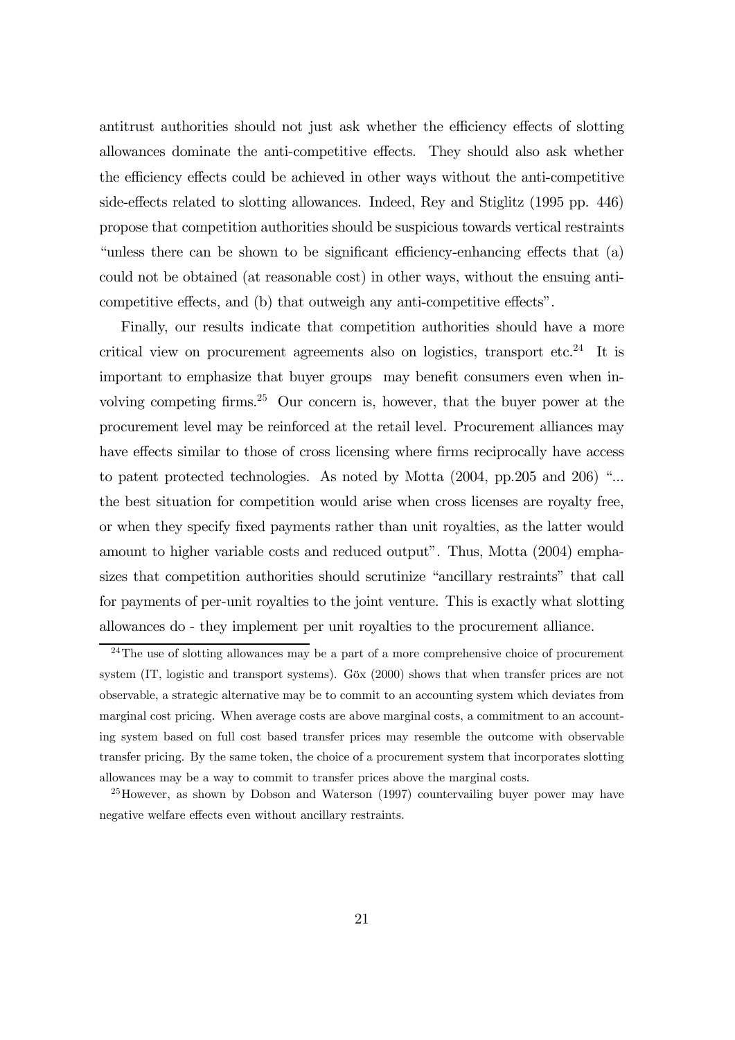antitrust authorities should not just ask whether the efficiency effects of slotting allowances dominate the anti-competitive effects. They should also ask whether the efficiency effects could be achieved in other ways without the anti-competitive side-effects related to slotting allowances. Indeed, Rey and Stiglitz (1995 pp. 446) propose that competition authorities should be suspicious towards vertical restraints "unless there can be shown to be significant efficiency-enhancing effects that (a) could not be obtained (at reasonable cost) in other ways, without the ensuing anti-competitive effects, and (b) that outweigh any anti-competitive effects".

Finally, our results indicate that competition authorities should have a more critical view on procurement agreements also on logistics, transport etc.[24] It is important to emphasize that buyer groups may benefit consumers even when involving competing firms.[25] Our concern is, however, that the buyer power at the procurement level may be reinforced at the retail level. Procurement alliances may have effects similar to those of cross licensing where firms reciprocally have access to patent protected technologies. As noted by Motta (2004, pp.205 and 206) "... the best situation for competition would arise when cross licenses are royalty free, or when they specify fixed payments rather than unit royalties, as the latter would amount to higher variable costs and reduced output". Thus, Motta (2004) emphasizes that competition authorities should scrutinize "ancillary restraints" that call for payments of per-unit royalties to the joint venture. This is exactly what slotting allowances do - they implement per unit royalties to the procurement alliance.

[24] The use of slotting allowances may be a part of a more comprehensive choice of procurement system (IT, logistic and transport systems). Göx (2000) shows that when transfer prices are not observable, a strategic alternative may be to commit to an accounting system which deviates from marginal cost pricing. When average costs are above marginal costs, a commitment to an accounting system based on full cost based transfer prices may resemble the outcome with observable transfer pricing. By the same token, the choice of a procurement system that incorporates slotting allowances may be a way to commit to transfer prices above the marginal costs.

[25] However, as shown by Dobson and Waterson (1997) countervailing buyer power may have negative welfare effects even without ancillary restraints.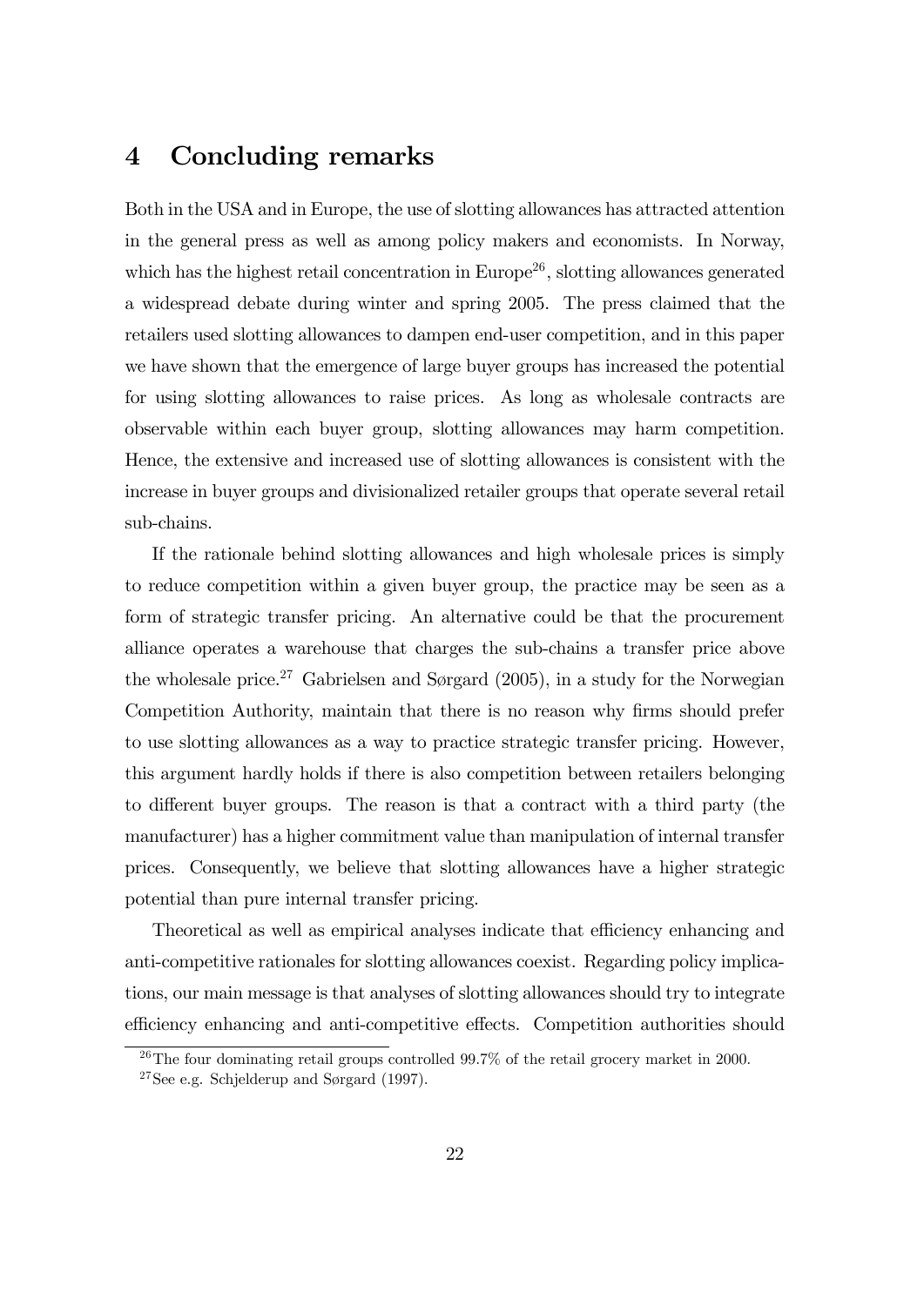# 4 Concluding remarks

Both in the USA and in Europe, the use of slotting allowances has attracted attention in the general press as well as among policy makers and economists. In Norway, which has the highest retail concentration in Europe[26], slotting allowances generated a widespread debate during winter and spring 2005. The press claimed that the retailers used slotting allowances to dampen end-user competition, and in this paper we have shown that the emergence of large buyer groups has increased the potential for using slotting allowances to raise prices. As long as wholesale contracts are observable within each buyer group, slotting allowances may harm competition. Hence, the extensive and increased use of slotting allowances is consistent with the increase in buyer groups and divisionalized retailer groups that operate several retail sub-chains.

If the rationale behind slotting allowances and high wholesale prices is simply to reduce competition within a given buyer group, the practice may be seen as a form of strategic transfer pricing. An alternative could be that the procurement alliance operates a warehouse that charges the sub-chains a transfer price above the wholesale price.[27] Gabrielsen and Sørgard (2005), in a study for the Norwegian Competition Authority, maintain that there is no reason why firms should prefer to use slotting allowances as a way to practice strategic transfer pricing. However, this argument hardly holds if there is also competition between retailers belonging to different buyer groups. The reason is that a contract with a third party (the manufacturer) has a higher commitment value than manipulation of internal transfer prices. Consequently, we believe that slotting allowances have a higher strategic potential than pure internal transfer pricing.

Theoretical as well as empirical analyses indicate that efficiency enhancing and anti-competitive rationales for slotting allowances coexist. Regarding policy implications, our main message is that analyses of slotting allowances should try to integrate efficiency enhancing and anti-competitive effects. Competition authorities should

[26] The four dominating retail groups controlled 99.7% of the retail grocery market in 2000.

[27] See e.g. Schjelderup and Sørgard (1997).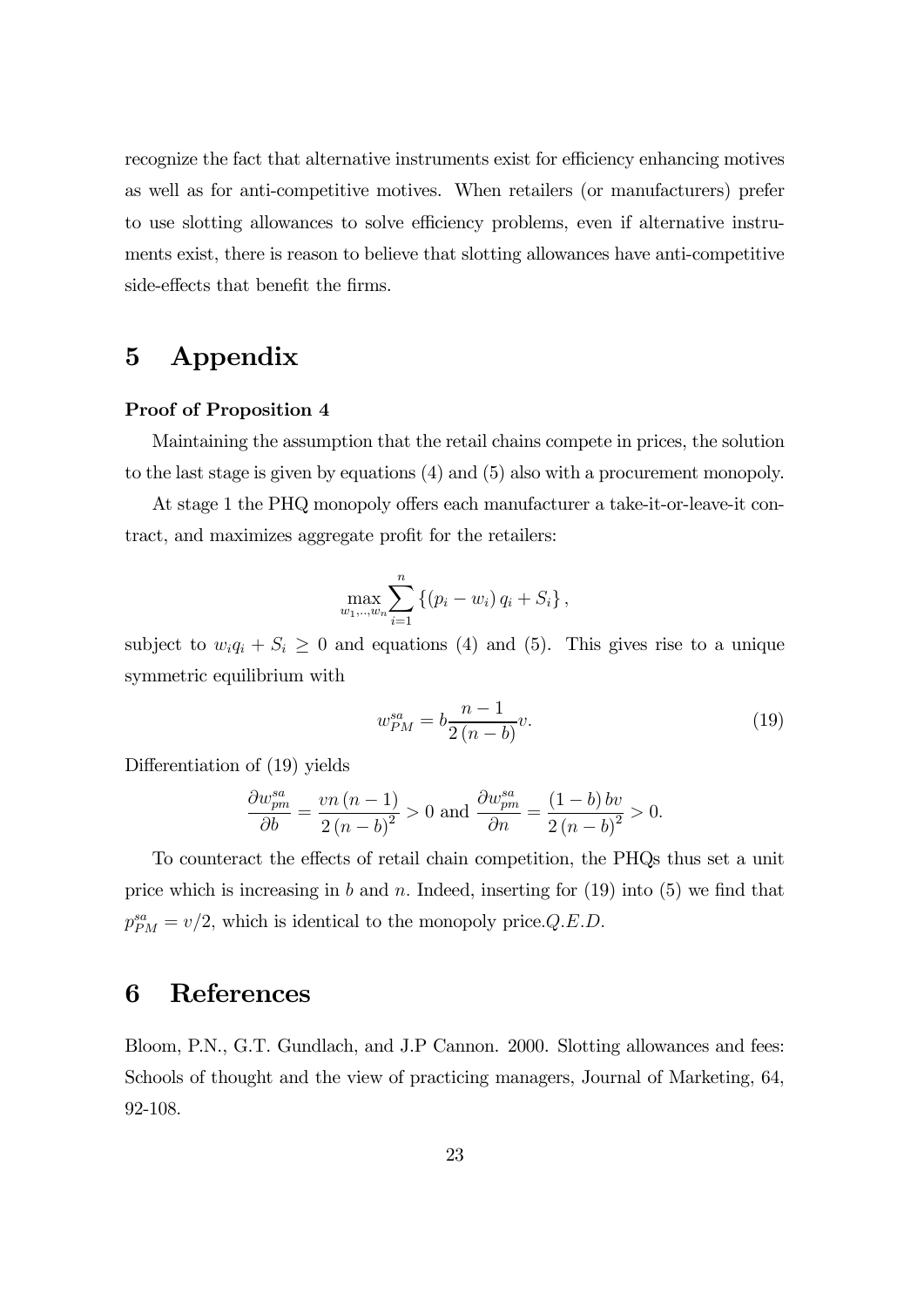recognize the fact that alternative instruments exist for efficiency enhancing motives as well as for anti-competitive motives. When retailers (or manufacturers) prefer to use slotting allowances to solve efficiency problems, even if alternative instruments exist, there is reason to believe that slotting allowances have anti-competitive side-effects that benefit the firms.

# 5 Appendix

**Proof of Proposition 4**

Maintaining the assumption that the retail chains compete in prices, the solution to the last stage is given by equations (4) and (5) also with a procurement monopoly.

At stage 1 the PHQ monopoly offers each manufacturer a take-it-or-leave-it contract, and maximizes aggregate profit for the retailers:

$$\max_{w_1,..,w_n} \sum_{i=1}^{n} \left\{ (p_i - w_i) q_i + S_i \right\},$$

subject to $w_i q_i + S_i \geq 0$ and equations (4) and (5). This gives rise to a unique symmetric equilibrium with

$$w_{PM}^{sa} = b \frac{n-1}{2(n-b)} v. \tag{19}$$

Differentiation of (19) yields

$$\frac{\partial w_{pm}^{sa}}{\partial b} = \frac{vn(n-1)}{2(n-b)^2} > 0 \text{ and } \frac{\partial w_{pm}^{sa}}{\partial n} = \frac{(1-b)bv}{2(n-b)^2} > 0.$$

To counteract the effects of retail chain competition, the PHQs thus set a unit price which is increasing in $b$ and $n$. Indeed, inserting for (19) into (5) we find that $p_{PM}^{sa} = v/2$, which is identical to the monopoly price.$Q.E.D.$

# 6 References

Bloom, P.N., G.T. Gundlach, and J.P Cannon. 2000. Slotting allowances and fees: Schools of thought and the view of practicing managers, Journal of Marketing, 64, 92-108.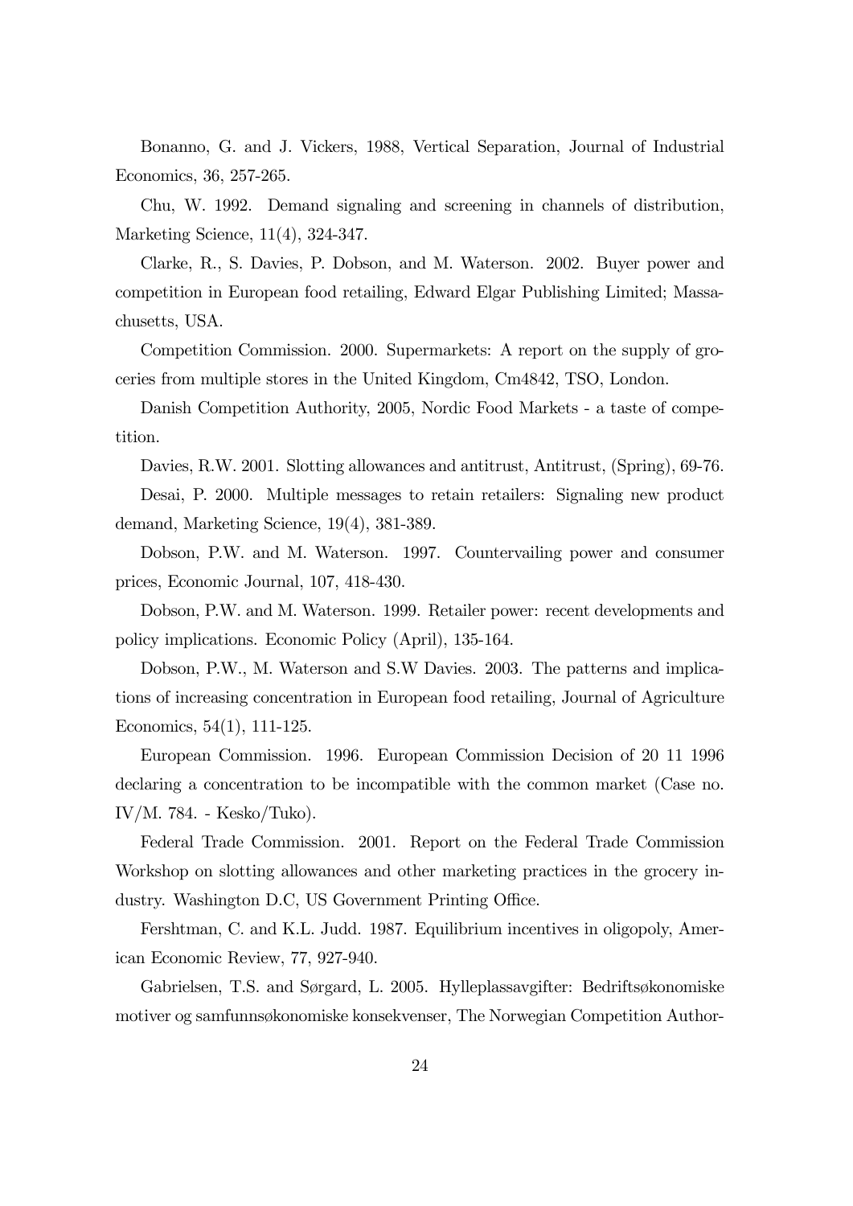Bonanno, G. and J. Vickers, 1988, Vertical Separation, Journal of Industrial Economics, 36, 257-265.

Chu, W. 1992. Demand signaling and screening in channels of distribution, Marketing Science, 11(4), 324-347.

Clarke, R., S. Davies, P. Dobson, and M. Waterson. 2002. Buyer power and competition in European food retailing, Edward Elgar Publishing Limited; Massachusetts, USA.

Competition Commission. 2000. Supermarkets: A report on the supply of groceries from multiple stores in the United Kingdom, Cm4842, TSO, London.

Danish Competition Authority, 2005, Nordic Food Markets - a taste of competition.

Davies, R.W. 2001. Slotting allowances and antitrust, Antitrust, (Spring), 69-76.

Desai, P. 2000. Multiple messages to retain retailers: Signaling new product demand, Marketing Science, 19(4), 381-389.

Dobson, P.W. and M. Waterson. 1997. Countervailing power and consumer prices, Economic Journal, 107, 418-430.

Dobson, P.W. and M. Waterson. 1999. Retailer power: recent developments and policy implications. Economic Policy (April), 135-164.

Dobson, P.W., M. Waterson and S.W Davies. 2003. The patterns and implications of increasing concentration in European food retailing, Journal of Agriculture Economics, 54(1), 111-125.

European Commission. 1996. European Commission Decision of 20 11 1996 declaring a concentration to be incompatible with the common market (Case no. IV/M. 784. - Kesko/Tuko).

Federal Trade Commission. 2001. Report on the Federal Trade Commission Workshop on slotting allowances and other marketing practices in the grocery industry. Washington D.C, US Government Printing Office.

Fershtman, C. and K.L. Judd. 1987. Equilibrium incentives in oligopoly, American Economic Review, 77, 927-940.

Gabrielsen, T.S. and Sørgard, L. 2005. Hylleplassavgifter: Bedriftsøkonomiske motiver og samfunnsøkonomiske konsekvenser, The Norwegian Competition Author-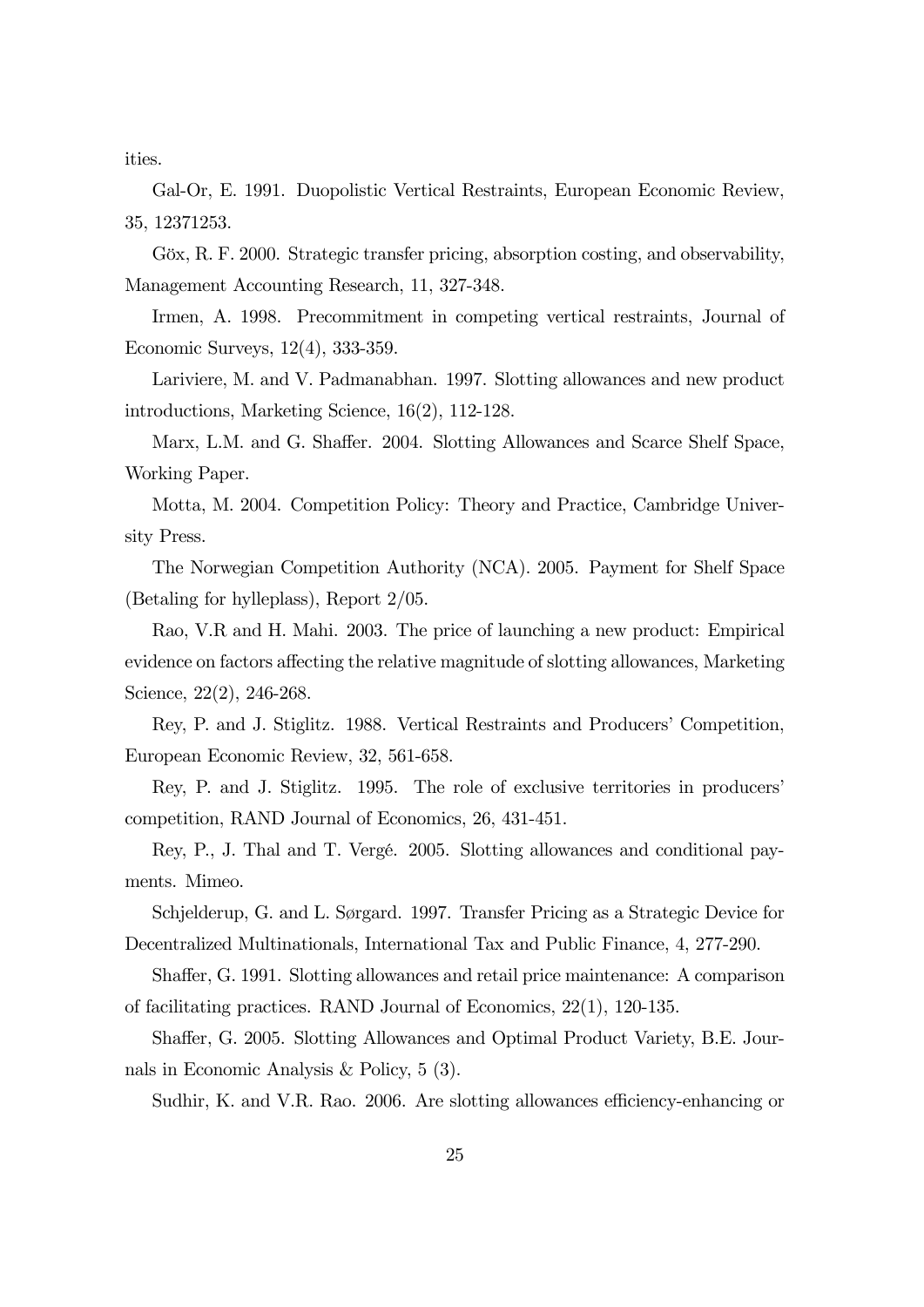ities.

Gal-Or, E. 1991. Duopolistic Vertical Restraints, European Economic Review, 35, 12371253.

Göx, R. F. 2000. Strategic transfer pricing, absorption costing, and observability, Management Accounting Research, 11, 327-348.

Irmen, A. 1998. Precommitment in competing vertical restraints, Journal of Economic Surveys, 12(4), 333-359.

Lariviere, M. and V. Padmanabhan. 1997. Slotting allowances and new product introductions, Marketing Science, 16(2), 112-128.

Marx, L.M. and G. Shaffer. 2004. Slotting Allowances and Scarce Shelf Space, Working Paper.

Motta, M. 2004. Competition Policy: Theory and Practice, Cambridge University Press.

The Norwegian Competition Authority (NCA). 2005. Payment for Shelf Space (Betaling for hylleplass), Report 2/05.

Rao, V.R and H. Mahi. 2003. The price of launching a new product: Empirical evidence on factors affecting the relative magnitude of slotting allowances, Marketing Science, 22(2), 246-268.

Rey, P. and J. Stiglitz. 1988. Vertical Restraints and Producers' Competition, European Economic Review, 32, 561-658.

Rey, P. and J. Stiglitz. 1995. The role of exclusive territories in producers' competition, RAND Journal of Economics, 26, 431-451.

Rey, P., J. Thal and T. Vergé. 2005. Slotting allowances and conditional payments. Mimeo.

Schjelderup, G. and L. Sørgard. 1997. Transfer Pricing as a Strategic Device for Decentralized Multinationals, International Tax and Public Finance, 4, 277-290.

Shaffer, G. 1991. Slotting allowances and retail price maintenance: A comparison of facilitating practices. RAND Journal of Economics, 22(1), 120-135.

Shaffer, G. 2005. Slotting Allowances and Optimal Product Variety, B.E. Journals in Economic Analysis & Policy, 5 (3).

Sudhir, K. and V.R. Rao. 2006. Are slotting allowances efficiency-enhancing or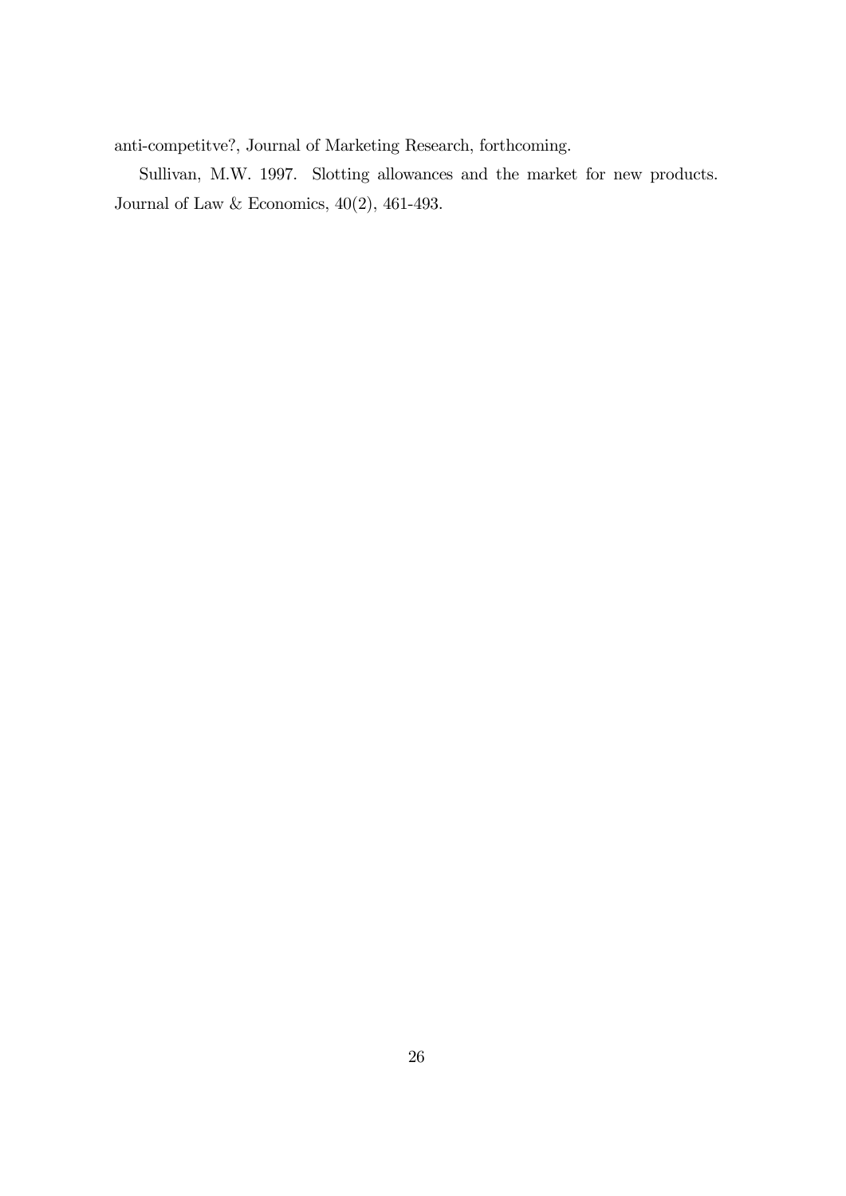anti-competitve?, Journal of Marketing Research, forthcoming.

Sullivan, M.W. 1997. Slotting allowances and the market for new products. Journal of Law & Economics, 40(2), 461-493.